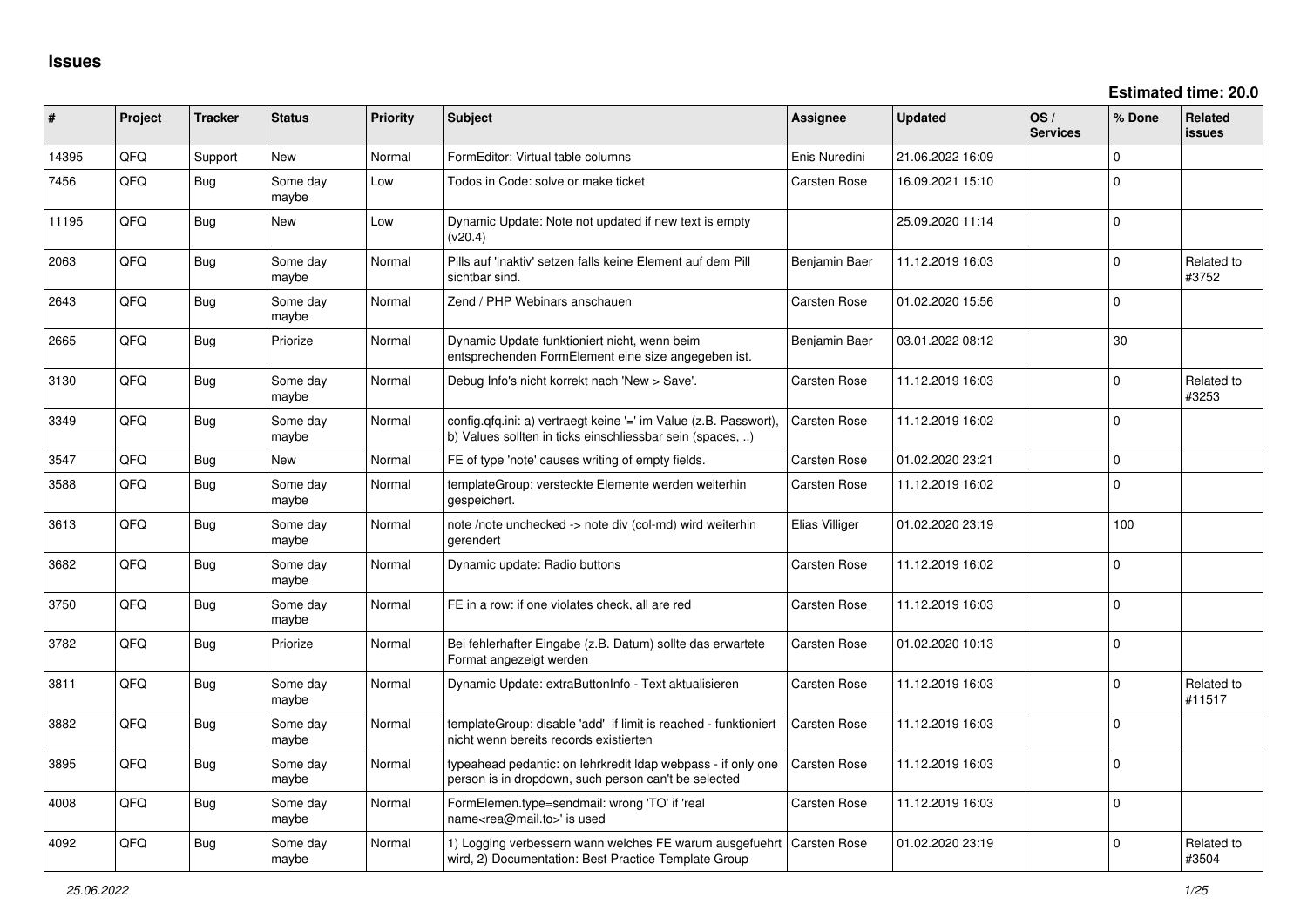# Issues

**Estimated time: 20.0**

| # | Project | Tracker | Status | Priority | Subject | Assignee | Updated | OS / Services | % Done | Related issues |
|---|---|---|---|---|---|---|---|---|---|---|
| 14395 | QFQ | Support | New | Normal | FormEditor: Virtual table columns | Enis Nuredini | 21.06.2022 16:09 | | 0 | |
| 7456 | QFQ | Bug | Some day maybe | Low | Todos in Code: solve or make ticket | Carsten Rose | 16.09.2021 15:10 | | 0 | |
| 11195 | QFQ | Bug | New | Low | Dynamic Update: Note not updated if new text is empty (v20.4) | | 25.09.2020 11:14 | | 0 | |
| 2063 | QFQ | Bug | Some day maybe | Normal | Pills auf 'inaktiv' setzen falls keine Element auf dem Pill sichtbar sind. | Benjamin Baer | 11.12.2019 16:03 | | 0 | Related to #3752 |
| 2643 | QFQ | Bug | Some day maybe | Normal | Zend / PHP Webinars anschauen | Carsten Rose | 01.02.2020 15:56 | | 0 | |
| 2665 | QFQ | Bug | Priorize | Normal | Dynamic Update funktioniert nicht, wenn beim entsprechenden FormElement eine size angegeben ist. | Benjamin Baer | 03.01.2022 08:12 | | 30 | |
| 3130 | QFQ | Bug | Some day maybe | Normal | Debug Info's nicht korrekt nach 'New > Save'. | Carsten Rose | 11.12.2019 16:03 | | 0 | Related to #3253 |
| 3349 | QFQ | Bug | Some day maybe | Normal | config.qfq.ini: a) vertraegt keine '=' im Value (z.B. Passwort), b) Values sollten in ticks einschliessbar sein (spaces, ..) | Carsten Rose | 11.12.2019 16:02 | | 0 | |
| 3547 | QFQ | Bug | New | Normal | FE of type 'note' causes writing of empty fields. | Carsten Rose | 01.02.2020 23:21 | | 0 | |
| 3588 | QFQ | Bug | Some day maybe | Normal | templateGroup: versteckte Elemente werden weiterhin gespeichert. | Carsten Rose | 11.12.2019 16:02 | | 0 | |
| 3613 | QFQ | Bug | Some day maybe | Normal | note /note unchecked -> note div (col-md) wird weiterhin gerendert | Elias Villiger | 01.02.2020 23:19 | | 100 | |
| 3682 | QFQ | Bug | Some day maybe | Normal | Dynamic update: Radio buttons | Carsten Rose | 11.12.2019 16:02 | | 0 | |
| 3750 | QFQ | Bug | Some day maybe | Normal | FE in a row: if one violates check, all are red | Carsten Rose | 11.12.2019 16:03 | | 0 | |
| 3782 | QFQ | Bug | Priorize | Normal | Bei fehlerhafter Eingabe (z.B. Datum) sollte das erwartete Format angezeigt werden | Carsten Rose | 01.02.2020 10:13 | | 0 | |
| 3811 | QFQ | Bug | Some day maybe | Normal | Dynamic Update: extraButtonInfo - Text aktualisieren | Carsten Rose | 11.12.2019 16:03 | | 0 | Related to #11517 |
| 3882 | QFQ | Bug | Some day maybe | Normal | templateGroup: disable 'add' if limit is reached - funktioniert nicht wenn bereits records existierten | Carsten Rose | 11.12.2019 16:03 | | 0 | |
| 3895 | QFQ | Bug | Some day maybe | Normal | typeahead pedantic: on lehrkredit ldap webpass - if only one person is in dropdown, such person can't be selected | Carsten Rose | 11.12.2019 16:03 | | 0 | |
| 4008 | QFQ | Bug | Some day maybe | Normal | FormElemen.type=sendmail: wrong 'TO' if 'real name<rea@mail.to>' is used | Carsten Rose | 11.12.2019 16:03 | | 0 | |
| 4092 | QFQ | Bug | Some day maybe | Normal | 1) Logging verbessern wann welches FE warum ausgefuehrt wird, 2) Documentation: Best Practice Template Group | Carsten Rose | 01.02.2020 23:19 | | 0 | Related to #3504 |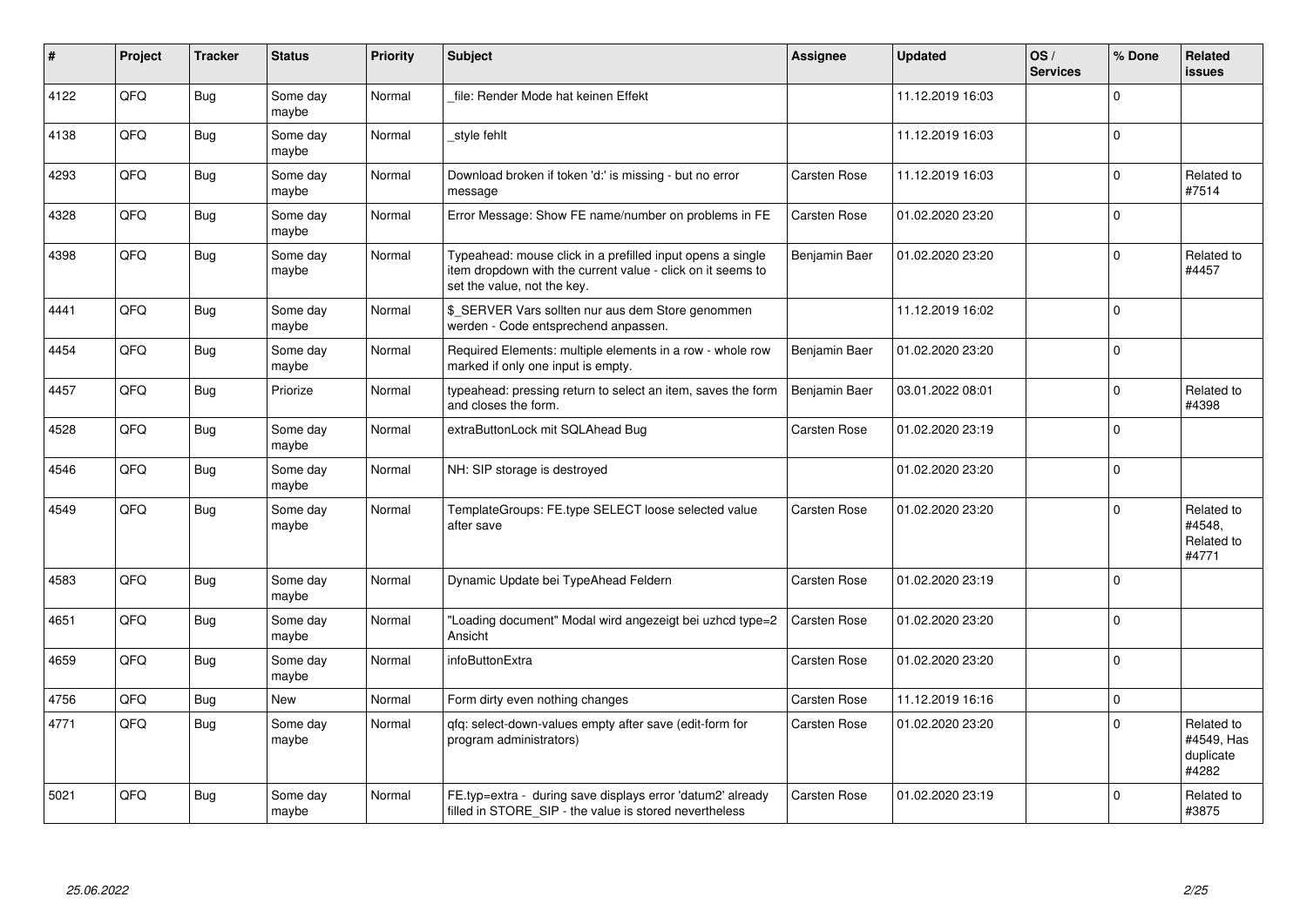| # | Project | Tracker | Status | Priority | Subject | Assignee | Updated | OS / Services | % Done | Related issues |
|---|---|---|---|---|---|---|---|---|---|---|
| 4122 | QFQ | Bug | Some day maybe | Normal | _file: Render Mode hat keinen Effekt | | 11.12.2019 16:03 | | 0 | |
| 4138 | QFQ | Bug | Some day maybe | Normal | _style fehlt | | 11.12.2019 16:03 | | 0 | |
| 4293 | QFQ | Bug | Some day maybe | Normal | Download broken if token 'd:' is missing - but no error message | Carsten Rose | 11.12.2019 16:03 | | 0 | Related to #7514 |
| 4328 | QFQ | Bug | Some day maybe | Normal | Error Message: Show FE name/number on problems in FE | Carsten Rose | 01.02.2020 23:20 | | 0 | |
| 4398 | QFQ | Bug | Some day maybe | Normal | Typeahead: mouse click in a prefilled input opens a single item dropdown with the current value - click on it seems to set the value, not the key. | Benjamin Baer | 01.02.2020 23:20 | | 0 | Related to #4457 |
| 4441 | QFQ | Bug | Some day maybe | Normal | $_SERVER Vars sollten nur aus dem Store genommen werden - Code entsprechend anpassen. | | 11.12.2019 16:02 | | 0 | |
| 4454 | QFQ | Bug | Some day maybe | Normal | Required Elements: multiple elements in a row - whole row marked if only one input is empty. | Benjamin Baer | 01.02.2020 23:20 | | 0 | |
| 4457 | QFQ | Bug | Priorize | Normal | typeahead: pressing return to select an item, saves the form and closes the form. | Benjamin Baer | 03.01.2022 08:01 | | 0 | Related to #4398 |
| 4528 | QFQ | Bug | Some day maybe | Normal | extraButtonLock mit SQLAhead Bug | Carsten Rose | 01.02.2020 23:19 | | 0 | |
| 4546 | QFQ | Bug | Some day maybe | Normal | NH: SIP storage is destroyed | | 01.02.2020 23:20 | | 0 | |
| 4549 | QFQ | Bug | Some day maybe | Normal | TemplateGroups: FE.type SELECT loose selected value after save | Carsten Rose | 01.02.2020 23:20 | | 0 | Related to #4548, Related to #4771 |
| 4583 | QFQ | Bug | Some day maybe | Normal | Dynamic Update bei TypeAhead Feldern | Carsten Rose | 01.02.2020 23:19 | | 0 | |
| 4651 | QFQ | Bug | Some day maybe | Normal | "Loading document" Modal wird angezeigt bei uzhcd type=2 Ansicht | Carsten Rose | 01.02.2020 23:20 | | 0 | |
| 4659 | QFQ | Bug | Some day maybe | Normal | infoButtonExtra | Carsten Rose | 01.02.2020 23:20 | | 0 | |
| 4756 | QFQ | Bug | New | Normal | Form dirty even nothing changes | Carsten Rose | 11.12.2019 16:16 | | 0 | |
| 4771 | QFQ | Bug | Some day maybe | Normal | qfq: select-down-values empty after save (edit-form for program administrators) | Carsten Rose | 01.02.2020 23:20 | | 0 | Related to #4549, Has duplicate #4282 |
| 5021 | QFQ | Bug | Some day maybe | Normal | FE.typ=extra - during save displays error 'datum2' already filled in STORE_SIP - the value is stored nevertheless | Carsten Rose | 01.02.2020 23:19 | | 0 | Related to #3875 |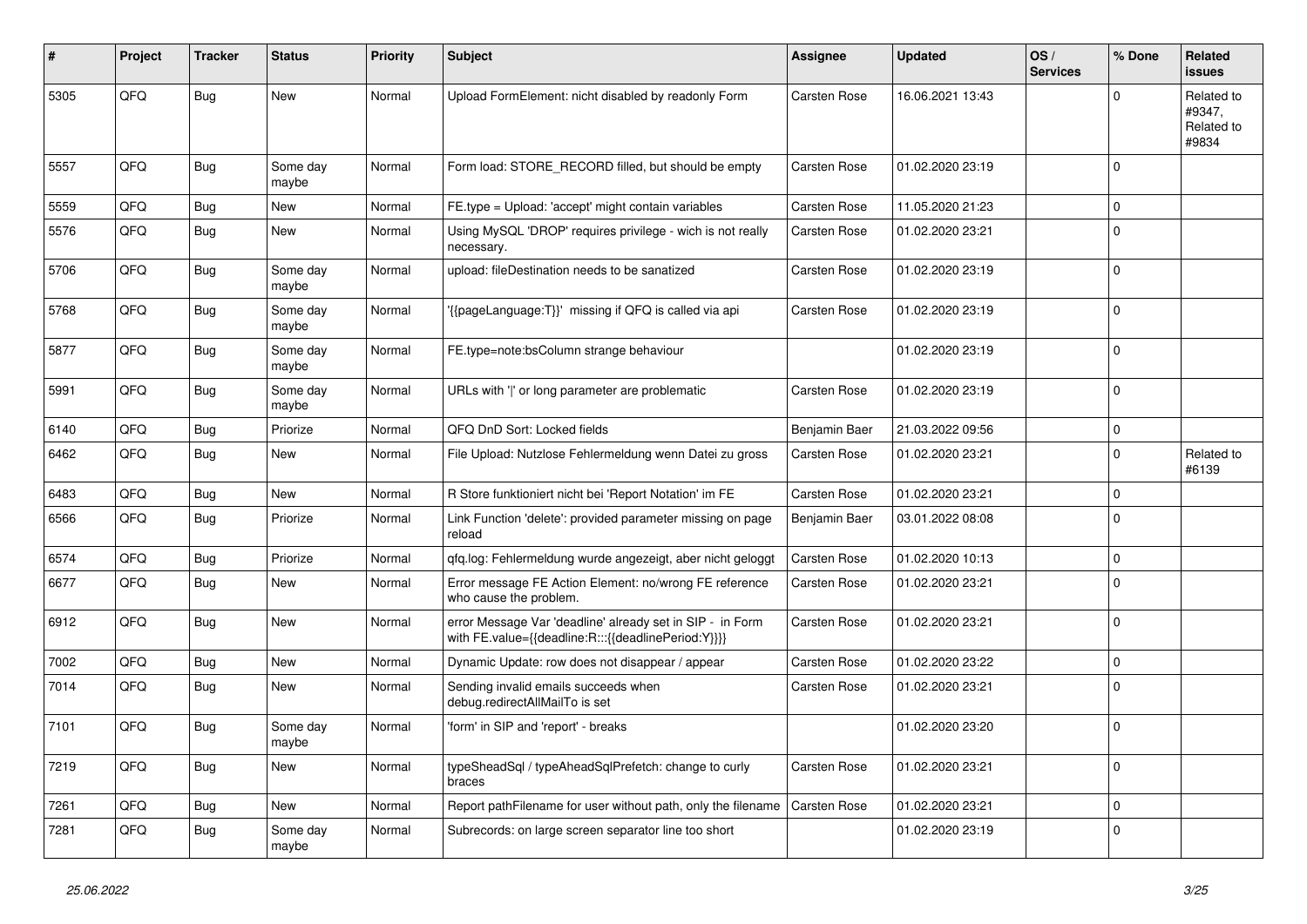| # | Project | Tracker | Status | Priority | Subject | Assignee | Updated | OS / Services | % Done | Related issues |
|---|---|---|---|---|---|---|---|---|---|---|
| 5305 | QFQ | Bug | New | Normal | Upload FormElement: nicht disabled by readonly Form | Carsten Rose | 16.06.2021 13:43 | | 0 | Related to #9347, Related to #9834 |
| 5557 | QFQ | Bug | Some day maybe | Normal | Form load: STORE_RECORD filled, but should be empty | Carsten Rose | 01.02.2020 23:19 | | 0 | |
| 5559 | QFQ | Bug | New | Normal | FE.type = Upload: 'accept' might contain variables | Carsten Rose | 11.05.2020 21:23 | | 0 | |
| 5576 | QFQ | Bug | New | Normal | Using MySQL 'DROP' requires privilege - wich is not really necessary. | Carsten Rose | 01.02.2020 23:21 | | 0 | |
| 5706 | QFQ | Bug | Some day maybe | Normal | upload: fileDestination needs to be sanatized | Carsten Rose | 01.02.2020 23:19 | | 0 | |
| 5768 | QFQ | Bug | Some day maybe | Normal | '{{pageLanguage:T}}' missing if QFQ is called via api | Carsten Rose | 01.02.2020 23:19 | | 0 | |
| 5877 | QFQ | Bug | Some day maybe | Normal | FE.type=note:bsColumn strange behaviour | | 01.02.2020 23:19 | | 0 | |
| 5991 | QFQ | Bug | Some day maybe | Normal | URLs with '\|' or long parameter are problematic | Carsten Rose | 01.02.2020 23:19 | | 0 | |
| 6140 | QFQ | Bug | Priorize | Normal | QFQ DnD Sort: Locked fields | Benjamin Baer | 21.03.2022 09:56 | | 0 | |
| 6462 | QFQ | Bug | New | Normal | File Upload: Nutzlose Fehlermeldung wenn Datei zu gross | Carsten Rose | 01.02.2020 23:21 | | 0 | Related to #6139 |
| 6483 | QFQ | Bug | New | Normal | R Store funktioniert nicht bei 'Report Notation' im FE | Carsten Rose | 01.02.2020 23:21 | | 0 | |
| 6566 | QFQ | Bug | Priorize | Normal | Link Function 'delete': provided parameter missing on page reload | Benjamin Baer | 03.01.2022 08:08 | | 0 | |
| 6574 | QFQ | Bug | Priorize | Normal | qfq.log: Fehlermeldung wurde angezeigt, aber nicht geloggt | Carsten Rose | 01.02.2020 10:13 | | 0 | |
| 6677 | QFQ | Bug | New | Normal | Error message FE Action Element: no/wrong FE reference who cause the problem. | Carsten Rose | 01.02.2020 23:21 | | 0 | |
| 6912 | QFQ | Bug | New | Normal | error Message Var 'deadline' already set in SIP - in Form with FE.value={{deadline:R:::{{deadlinePeriod:Y}}}} | Carsten Rose | 01.02.2020 23:21 | | 0 | |
| 7002 | QFQ | Bug | New | Normal | Dynamic Update: row does not disappear / appear | Carsten Rose | 01.02.2020 23:22 | | 0 | |
| 7014 | QFQ | Bug | New | Normal | Sending invalid emails succeeds when debug.redirectAllMailTo is set | Carsten Rose | 01.02.2020 23:21 | | 0 | |
| 7101 | QFQ | Bug | Some day maybe | Normal | 'form' in SIP and 'report' - breaks | | 01.02.2020 23:20 | | 0 | |
| 7219 | QFQ | Bug | New | Normal | typeSheadSql / typeAheadSqlPrefetch: change to curly braces | Carsten Rose | 01.02.2020 23:21 | | 0 | |
| 7261 | QFQ | Bug | New | Normal | Report pathFilename for user without path, only the filename | Carsten Rose | 01.02.2020 23:21 | | 0 | |
| 7281 | QFQ | Bug | Some day maybe | Normal | Subrecords: on large screen separator line too short | | 01.02.2020 23:19 | | 0 | |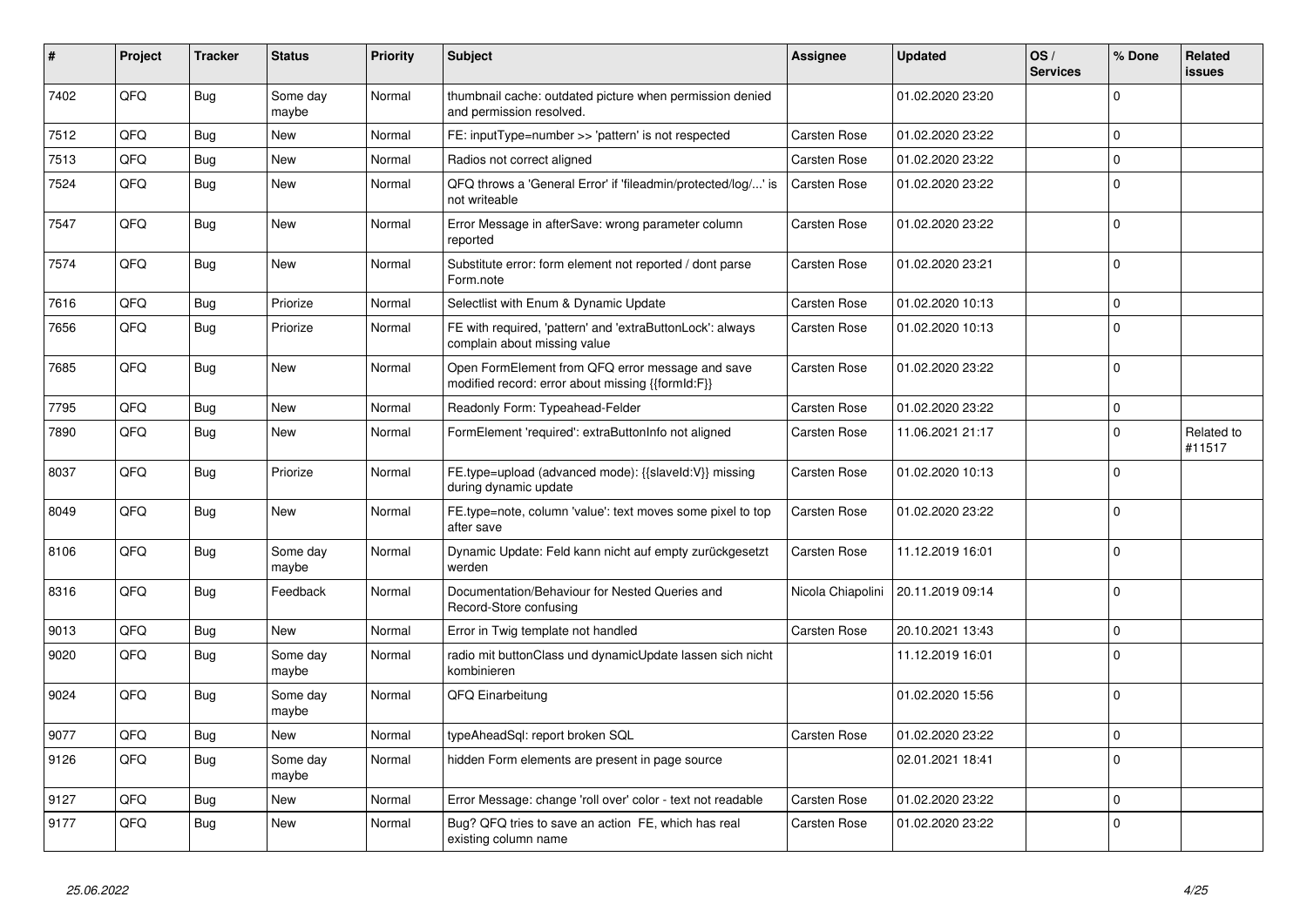| # | Project | Tracker | Status | Priority | Subject | Assignee | Updated | OS / Services | % Done | Related issues |
|---|---|---|---|---|---|---|---|---|---|---|
| 7402 | QFQ | Bug | Some day maybe | Normal | thumbnail cache: outdated picture when permission denied and permission resolved. | | 01.02.2020 23:20 | | 0 | |
| 7512 | QFQ | Bug | New | Normal | FE: inputType=number >> 'pattern' is not respected | Carsten Rose | 01.02.2020 23:22 | | 0 | |
| 7513 | QFQ | Bug | New | Normal | Radios not correct aligned | Carsten Rose | 01.02.2020 23:22 | | 0 | |
| 7524 | QFQ | Bug | New | Normal | QFQ throws a 'General Error' if 'fileadmin/protected/log/...' is not writeable | Carsten Rose | 01.02.2020 23:22 | | 0 | |
| 7547 | QFQ | Bug | New | Normal | Error Message in afterSave: wrong parameter column reported | Carsten Rose | 01.02.2020 23:22 | | 0 | |
| 7574 | QFQ | Bug | New | Normal | Substitute error: form element not reported / dont parse Form.note | Carsten Rose | 01.02.2020 23:21 | | 0 | |
| 7616 | QFQ | Bug | Priorize | Normal | Selectlist with Enum & Dynamic Update | Carsten Rose | 01.02.2020 10:13 | | 0 | |
| 7656 | QFQ | Bug | Priorize | Normal | FE with required, 'pattern' and 'extraButtonLock': always complain about missing value | Carsten Rose | 01.02.2020 10:13 | | 0 | |
| 7685 | QFQ | Bug | New | Normal | Open FormElement from QFQ error message and save modified record: error about missing {{formId:F}} | Carsten Rose | 01.02.2020 23:22 | | 0 | |
| 7795 | QFQ | Bug | New | Normal | Readonly Form: Typeahead-Felder | Carsten Rose | 01.02.2020 23:22 | | 0 | |
| 7890 | QFQ | Bug | New | Normal | FormElement 'required': extraButtonInfo not aligned | Carsten Rose | 11.06.2021 21:17 | | 0 | Related to #11517 |
| 8037 | QFQ | Bug | Priorize | Normal | FE.type=upload (advanced mode): {{slaveId:V}} missing during dynamic update | Carsten Rose | 01.02.2020 10:13 | | 0 | |
| 8049 | QFQ | Bug | New | Normal | FE.type=note, column 'value': text moves some pixel to top after save | Carsten Rose | 01.02.2020 23:22 | | 0 | |
| 8106 | QFQ | Bug | Some day maybe | Normal | Dynamic Update: Feld kann nicht auf empty zurückgesetzt werden | Carsten Rose | 11.12.2019 16:01 | | 0 | |
| 8316 | QFQ | Bug | Feedback | Normal | Documentation/Behaviour for Nested Queries and Record-Store confusing | Nicola Chiapolini | 20.11.2019 09:14 | | 0 | |
| 9013 | QFQ | Bug | New | Normal | Error in Twig template not handled | Carsten Rose | 20.10.2021 13:43 | | 0 | |
| 9020 | QFQ | Bug | Some day maybe | Normal | radio mit buttonClass und dynamicUpdate lassen sich nicht kombinieren | | 11.12.2019 16:01 | | 0 | |
| 9024 | QFQ | Bug | Some day maybe | Normal | QFQ Einarbeitung | | 01.02.2020 15:56 | | 0 | |
| 9077 | QFQ | Bug | New | Normal | typeAheadSql: report broken SQL | Carsten Rose | 01.02.2020 23:22 | | 0 | |
| 9126 | QFQ | Bug | Some day maybe | Normal | hidden Form elements are present in page source | | 02.01.2021 18:41 | | 0 | |
| 9127 | QFQ | Bug | New | Normal | Error Message: change 'roll over' color - text not readable | Carsten Rose | 01.02.2020 23:22 | | 0 | |
| 9177 | QFQ | Bug | New | Normal | Bug? QFQ tries to save an action FE, which has real existing column name | Carsten Rose | 01.02.2020 23:22 | | 0 | |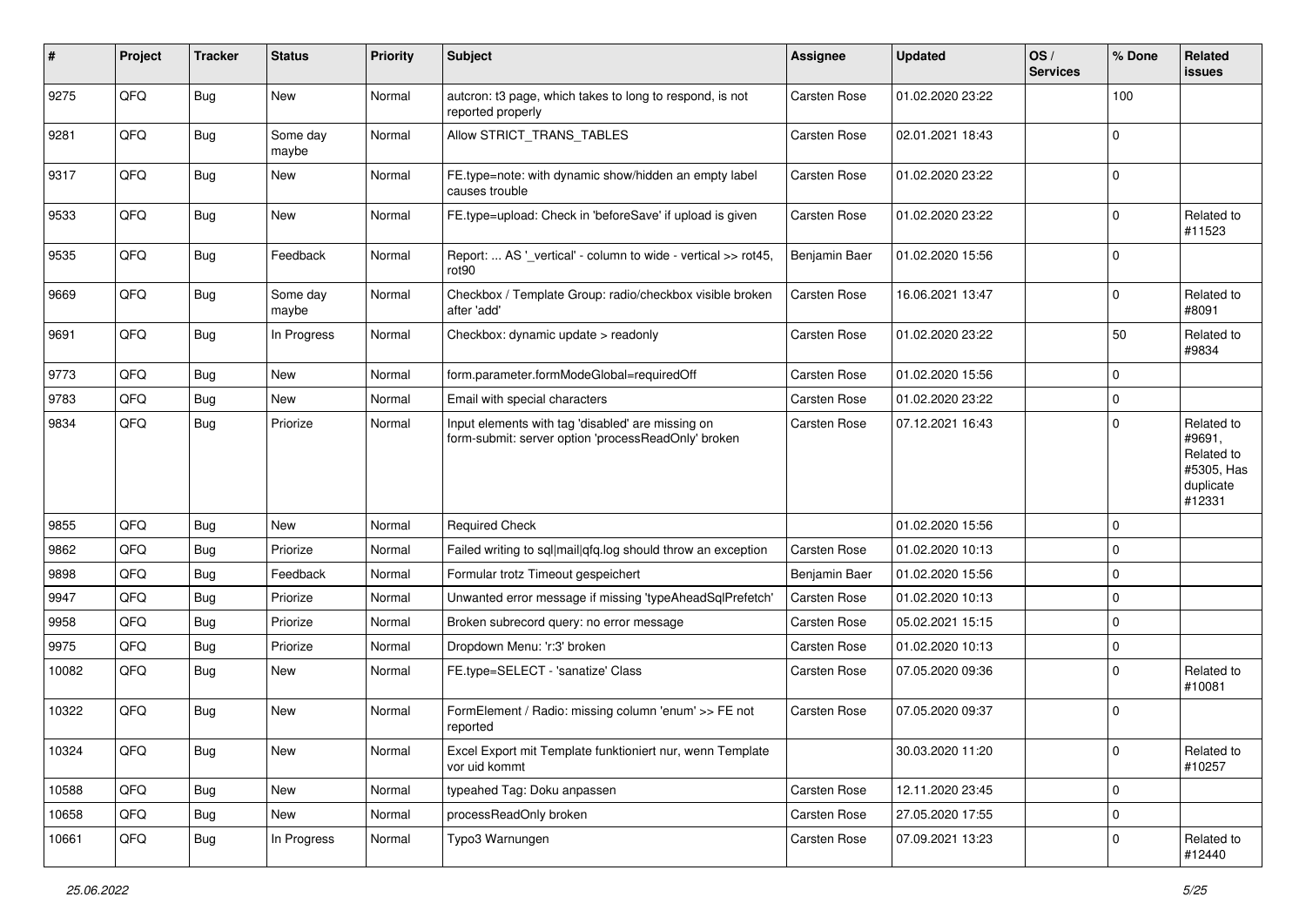| # | Project | Tracker | Status | Priority | Subject | Assignee | Updated | OS / Services | % Done | Related issues |
|---|---|---|---|---|---|---|---|---|---|---|
| 9275 | QFQ | Bug | New | Normal | autcron: t3 page, which takes to long to respond, is not reported properly | Carsten Rose | 01.02.2020 23:22 | | 100 | |
| 9281 | QFQ | Bug | Some day maybe | Normal | Allow STRICT_TRANS_TABLES | Carsten Rose | 02.01.2021 18:43 | | 0 | |
| 9317 | QFQ | Bug | New | Normal | FE.type=note: with dynamic show/hidden an empty label causes trouble | Carsten Rose | 01.02.2020 23:22 | | 0 | |
| 9533 | QFQ | Bug | New | Normal | FE.type=upload: Check in 'beforeSave' if upload is given | Carsten Rose | 01.02.2020 23:22 | | 0 | Related to #11523 |
| 9535 | QFQ | Bug | Feedback | Normal | Report: ... AS '_vertical' - column to wide - vertical >> rot45, rot90 | Benjamin Baer | 01.02.2020 15:56 | | 0 | |
| 9669 | QFQ | Bug | Some day maybe | Normal | Checkbox / Template Group: radio/checkbox visible broken after 'add' | Carsten Rose | 16.06.2021 13:47 | | 0 | Related to #8091 |
| 9691 | QFQ | Bug | In Progress | Normal | Checkbox: dynamic update > readonly | Carsten Rose | 01.02.2020 23:22 | | 50 | Related to #9834 |
| 9773 | QFQ | Bug | New | Normal | form.parameter.formModeGlobal=requiredOff | Carsten Rose | 01.02.2020 15:56 | | 0 | |
| 9783 | QFQ | Bug | New | Normal | Email with special characters | Carsten Rose | 01.02.2020 23:22 | | 0 | |
| 9834 | QFQ | Bug | Priorize | Normal | Input elements with tag 'disabled' are missing on form-submit: server option 'processReadOnly' broken | Carsten Rose | 07.12.2021 16:43 | | 0 | Related to #9691, Related to #5305, Has duplicate #12331 |
| 9855 | QFQ | Bug | New | Normal | Required Check | | 01.02.2020 15:56 | | 0 | |
| 9862 | QFQ | Bug | Priorize | Normal | Failed writing to sql\|mail\|qfq.log should throw an exception | Carsten Rose | 01.02.2020 10:13 | | 0 | |
| 9898 | QFQ | Bug | Feedback | Normal | Formular trotz Timeout gespeichert | Benjamin Baer | 01.02.2020 15:56 | | 0 | |
| 9947 | QFQ | Bug | Priorize | Normal | Unwanted error message if missing 'typeAheadSqlPrefetch' | Carsten Rose | 01.02.2020 10:13 | | 0 | |
| 9958 | QFQ | Bug | Priorize | Normal | Broken subrecord query: no error message | Carsten Rose | 05.02.2021 15:15 | | 0 | |
| 9975 | QFQ | Bug | Priorize | Normal | Dropdown Menu: 'r:3' broken | Carsten Rose | 01.02.2020 10:13 | | 0 | |
| 10082 | QFQ | Bug | New | Normal | FE.type=SELECT - 'sanatize' Class | Carsten Rose | 07.05.2020 09:36 | | 0 | Related to #10081 |
| 10322 | QFQ | Bug | New | Normal | FormElement / Radio: missing column 'enum' >> FE not reported | Carsten Rose | 07.05.2020 09:37 | | 0 | |
| 10324 | QFQ | Bug | New | Normal | Excel Export mit Template funktioniert nur, wenn Template vor uid kommt | | 30.03.2020 11:20 | | 0 | Related to #10257 |
| 10588 | QFQ | Bug | New | Normal | typeahed Tag: Doku anpassen | Carsten Rose | 12.11.2020 23:45 | | 0 | |
| 10658 | QFQ | Bug | New | Normal | processReadOnly broken | Carsten Rose | 27.05.2020 17:55 | | 0 | |
| 10661 | QFQ | Bug | In Progress | Normal | Typo3 Warnungen | Carsten Rose | 07.09.2021 13:23 | | 0 | Related to #12440 |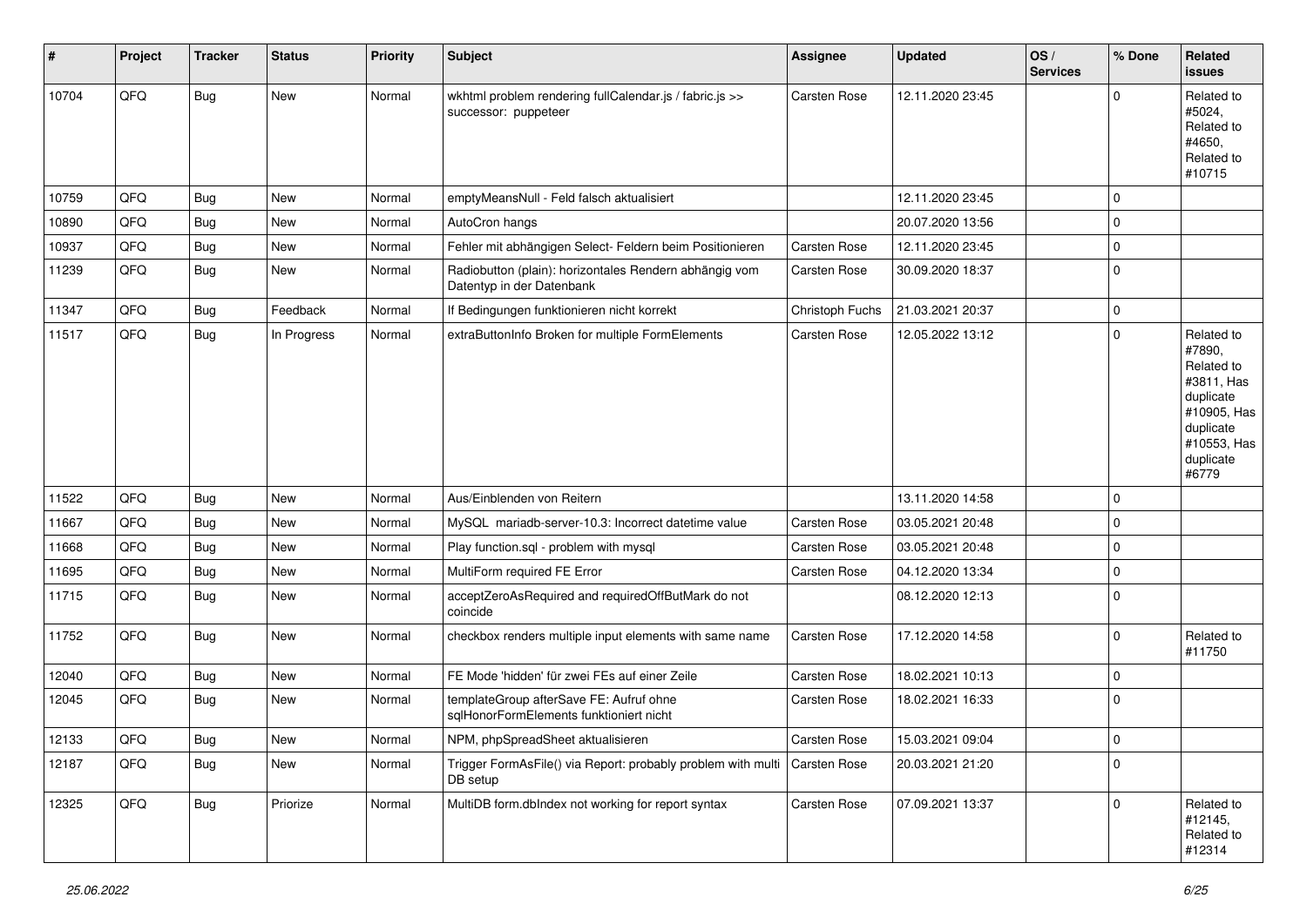| # | Project | Tracker | Status | Priority | Subject | Assignee | Updated | OS / Services | % Done | Related issues |
|---|---|---|---|---|---|---|---|---|---|---|
| 10704 | QFQ | Bug | New | Normal | wkhtml problem rendering fullCalendar.js / fabric.js >> successor: puppeteer | Carsten Rose | 12.11.2020 23:45 | | 0 | Related to #5024, Related to #4650, Related to #10715 |
| 10759 | QFQ | Bug | New | Normal | emptyMeansNull - Feld falsch aktualisiert | | 12.11.2020 23:45 | | 0 | |
| 10890 | QFQ | Bug | New | Normal | AutoCron hangs | | 20.07.2020 13:56 | | 0 | |
| 10937 | QFQ | Bug | New | Normal | Fehler mit abhängigen Select- Feldern beim Positionieren | Carsten Rose | 12.11.2020 23:45 | | 0 | |
| 11239 | QFQ | Bug | New | Normal | Radiobutton (plain): horizontales Rendern abhängig vom Datentyp in der Datenbank | Carsten Rose | 30.09.2020 18:37 | | 0 | |
| 11347 | QFQ | Bug | Feedback | Normal | If Bedingungen funktionieren nicht korrekt | Christoph Fuchs | 21.03.2021 20:37 | | 0 | |
| 11517 | QFQ | Bug | In Progress | Normal | extraButtonInfo Broken for multiple FormElements | Carsten Rose | 12.05.2022 13:12 | | 0 | Related to #7890, Related to #3811, Has duplicate #10905, Has duplicate #10553, Has duplicate #6779 |
| 11522 | QFQ | Bug | New | Normal | Aus/Einblenden von Reitern | | 13.11.2020 14:58 | | 0 | |
| 11667 | QFQ | Bug | New | Normal | MySQL mariadb-server-10.3: Incorrect datetime value | Carsten Rose | 03.05.2021 20:48 | | 0 | |
| 11668 | QFQ | Bug | New | Normal | Play function.sql - problem with mysql | Carsten Rose | 03.05.2021 20:48 | | 0 | |
| 11695 | QFQ | Bug | New | Normal | MultiForm required FE Error | Carsten Rose | 04.12.2020 13:34 | | 0 | |
| 11715 | QFQ | Bug | New | Normal | acceptZeroAsRequired and requiredOffButMark do not coincide | | 08.12.2020 12:13 | | 0 | |
| 11752 | QFQ | Bug | New | Normal | checkbox renders multiple input elements with same name | Carsten Rose | 17.12.2020 14:58 | | 0 | Related to #11750 |
| 12040 | QFQ | Bug | New | Normal | FE Mode 'hidden' für zwei FEs auf einer Zeile | Carsten Rose | 18.02.2021 10:13 | | 0 | |
| 12045 | QFQ | Bug | New | Normal | templateGroup afterSave FE: Aufruf ohne sqlHonorFormElements funktioniert nicht | Carsten Rose | 18.02.2021 16:33 | | 0 | |
| 12133 | QFQ | Bug | New | Normal | NPM, phpSpreadSheet aktualisieren | Carsten Rose | 15.03.2021 09:04 | | 0 | |
| 12187 | QFQ | Bug | New | Normal | Trigger FormAsFile() via Report: probably problem with multi DB setup | Carsten Rose | 20.03.2021 21:20 | | 0 | |
| 12325 | QFQ | Bug | Priorize | Normal | MultiDB form.dbIndex not working for report syntax | Carsten Rose | 07.09.2021 13:37 | | 0 | Related to #12145, Related to #12314 |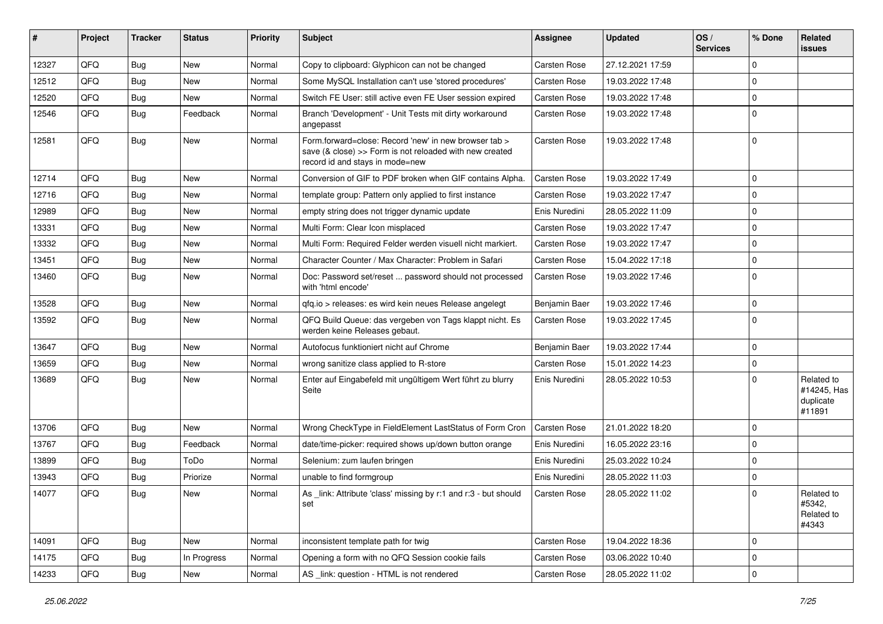| # | Project | Tracker | Status | Priority | Subject | Assignee | Updated | OS / Services | % Done | Related issues |
|---|---|---|---|---|---|---|---|---|---|---|
| 12327 | QFQ | Bug | New | Normal | Copy to clipboard: Glyphicon can not be changed | Carsten Rose | 27.12.2021 17:59 | | 0 | |
| 12512 | QFQ | Bug | New | Normal | Some MySQL Installation can't use 'stored procedures' | Carsten Rose | 19.03.2022 17:48 | | 0 | |
| 12520 | QFQ | Bug | New | Normal | Switch FE User: still active even FE User session expired | Carsten Rose | 19.03.2022 17:48 | | 0 | |
| 12546 | QFQ | Bug | Feedback | Normal | Branch 'Development' - Unit Tests mit dirty workaround angepasst | Carsten Rose | 19.03.2022 17:48 | | 0 | |
| 12581 | QFQ | Bug | New | Normal | Form.forward=close: Record 'new' in new browser tab > save (& close) >> Form is not reloaded with new created record id and stays in mode=new | Carsten Rose | 19.03.2022 17:48 | | 0 | |
| 12714 | QFQ | Bug | New | Normal | Conversion of GIF to PDF broken when GIF contains Alpha. | Carsten Rose | 19.03.2022 17:49 | | 0 | |
| 12716 | QFQ | Bug | New | Normal | template group: Pattern only applied to first instance | Carsten Rose | 19.03.2022 17:47 | | 0 | |
| 12989 | QFQ | Bug | New | Normal | empty string does not trigger dynamic update | Enis Nuredini | 28.05.2022 11:09 | | 0 | |
| 13331 | QFQ | Bug | New | Normal | Multi Form: Clear Icon misplaced | Carsten Rose | 19.03.2022 17:47 | | 0 | |
| 13332 | QFQ | Bug | New | Normal | Multi Form: Required Felder werden visuell nicht markiert. | Carsten Rose | 19.03.2022 17:47 | | 0 | |
| 13451 | QFQ | Bug | New | Normal | Character Counter / Max Character: Problem in Safari | Carsten Rose | 15.04.2022 17:18 | | 0 | |
| 13460 | QFQ | Bug | New | Normal | Doc: Password set/reset ... password should not processed with 'html encode' | Carsten Rose | 19.03.2022 17:46 | | 0 | |
| 13528 | QFQ | Bug | New | Normal | qfq.io > releases: es wird kein neues Release angelegt | Benjamin Baer | 19.03.2022 17:46 | | 0 | |
| 13592 | QFQ | Bug | New | Normal | QFQ Build Queue: das vergeben von Tags klappt nicht. Es werden keine Releases gebaut. | Carsten Rose | 19.03.2022 17:45 | | 0 | |
| 13647 | QFQ | Bug | New | Normal | Autofocus funktioniert nicht auf Chrome | Benjamin Baer | 19.03.2022 17:44 | | 0 | |
| 13659 | QFQ | Bug | New | Normal | wrong sanitize class applied to R-store | Carsten Rose | 15.01.2022 14:23 | | 0 | |
| 13689 | QFQ | Bug | New | Normal | Enter auf Eingabefeld mit ungültigem Wert führt zu blurry Seite | Enis Nuredini | 28.05.2022 10:53 | | 0 | Related to #14245, Has duplicate #11891 |
| 13706 | QFQ | Bug | New | Normal | Wrong CheckType in FieldElement LastStatus of Form Cron | Carsten Rose | 21.01.2022 18:20 | | 0 | |
| 13767 | QFQ | Bug | Feedback | Normal | date/time-picker: required shows up/down button orange | Enis Nuredini | 16.05.2022 23:16 | | 0 | |
| 13899 | QFQ | Bug | ToDo | Normal | Selenium: zum laufen bringen | Enis Nuredini | 25.03.2022 10:24 | | 0 | |
| 13943 | QFQ | Bug | Priorize | Normal | unable to find formgroup | Enis Nuredini | 28.05.2022 11:03 | | 0 | |
| 14077 | QFQ | Bug | New | Normal | As _link: Attribute 'class' missing by r:1 and r:3 - but should set | Carsten Rose | 28.05.2022 11:02 | | 0 | Related to #5342, Related to #4343 |
| 14091 | QFQ | Bug | New | Normal | inconsistent template path for twig | Carsten Rose | 19.04.2022 18:36 | | 0 | |
| 14175 | QFQ | Bug | In Progress | Normal | Opening a form with no QFQ Session cookie fails | Carsten Rose | 03.06.2022 10:40 | | 0 | |
| 14233 | QFQ | Bug | New | Normal | AS _link: question - HTML is not rendered | Carsten Rose | 28.05.2022 11:02 | | 0 | |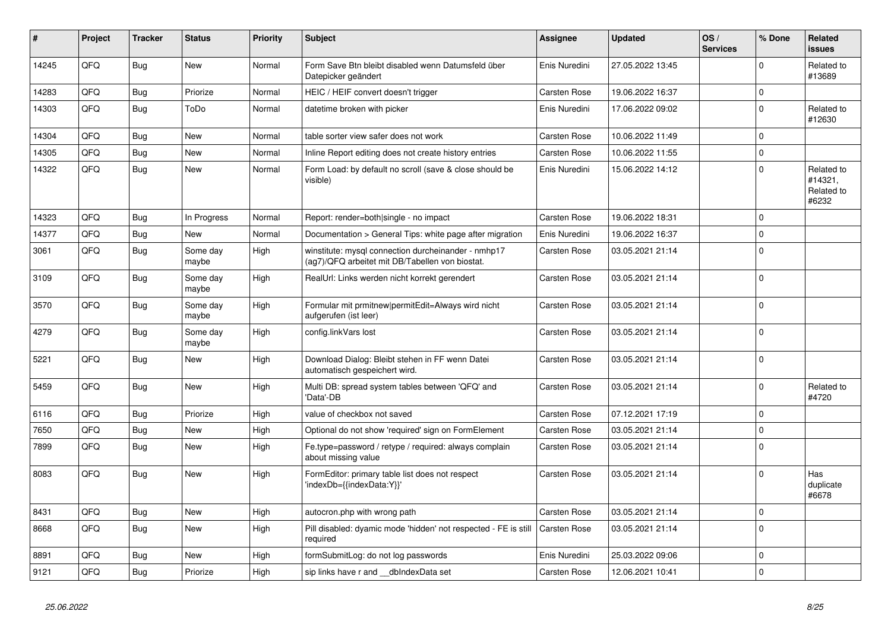| # | Project | Tracker | Status | Priority | Subject | Assignee | Updated | OS / Services | % Done | Related issues |
|---|---|---|---|---|---|---|---|---|---|---|
| 14245 | QFQ | Bug | New | Normal | Form Save Btn bleibt disabled wenn Datumsfeld über Datepicker geändert | Enis Nuredini | 27.05.2022 13:45 | | 0 | Related to #13689 |
| 14283 | QFQ | Bug | Priorize | Normal | HEIC / HEIF convert doesn't trigger | Carsten Rose | 19.06.2022 16:37 | | 0 | |
| 14303 | QFQ | Bug | ToDo | Normal | datetime broken with picker | Enis Nuredini | 17.06.2022 09:02 | | 0 | Related to #12630 |
| 14304 | QFQ | Bug | New | Normal | table sorter view safer does not work | Carsten Rose | 10.06.2022 11:49 | | 0 | |
| 14305 | QFQ | Bug | New | Normal | Inline Report editing does not create history entries | Carsten Rose | 10.06.2022 11:55 | | 0 | |
| 14322 | QFQ | Bug | New | Normal | Form Load: by default no scroll (save & close should be visible) | Enis Nuredini | 15.06.2022 14:12 | | 0 | Related to #14321, Related to #6232 |
| 14323 | QFQ | Bug | In Progress | Normal | Report: render=both\|single - no impact | Carsten Rose | 19.06.2022 18:31 | | 0 | |
| 14377 | QFQ | Bug | New | Normal | Documentation > General Tips: white page after migration | Enis Nuredini | 19.06.2022 16:37 | | 0 | |
| 3061 | QFQ | Bug | Some day maybe | High | winstitute: mysql connection durcheinander - nmhp17 (ag7)/QFQ arbeitet mit DB/Tabellen von biostat. | Carsten Rose | 03.05.2021 21:14 | | 0 | |
| 3109 | QFQ | Bug | Some day maybe | High | RealUrl: Links werden nicht korrekt gerendert | Carsten Rose | 03.05.2021 21:14 | | 0 | |
| 3570 | QFQ | Bug | Some day maybe | High | Formular mit prmitnew\|permitEdit=Always wird nicht aufgerufen (ist leer) | Carsten Rose | 03.05.2021 21:14 | | 0 | |
| 4279 | QFQ | Bug | Some day maybe | High | config.linkVars lost | Carsten Rose | 03.05.2021 21:14 | | 0 | |
| 5221 | QFQ | Bug | New | High | Download Dialog: Bleibt stehen in FF wenn Datei automatisch gespeichert wird. | Carsten Rose | 03.05.2021 21:14 | | 0 | |
| 5459 | QFQ | Bug | New | High | Multi DB: spread system tables between 'QFQ' and 'Data'-DB | Carsten Rose | 03.05.2021 21:14 | | 0 | Related to #4720 |
| 6116 | QFQ | Bug | Priorize | High | value of checkbox not saved | Carsten Rose | 07.12.2021 17:19 | | 0 | |
| 7650 | QFQ | Bug | New | High | Optional do not show 'required' sign on FormElement | Carsten Rose | 03.05.2021 21:14 | | 0 | |
| 7899 | QFQ | Bug | New | High | Fe.type=password / retype / required: always complain about missing value | Carsten Rose | 03.05.2021 21:14 | | 0 | |
| 8083 | QFQ | Bug | New | High | FormEditor: primary table list does not respect 'indexDb={{indexData:Y}}' | Carsten Rose | 03.05.2021 21:14 | | 0 | Has duplicate #6678 |
| 8431 | QFQ | Bug | New | High | autocron.php with wrong path | Carsten Rose | 03.05.2021 21:14 | | 0 | |
| 8668 | QFQ | Bug | New | High | Pill disabled: dyamic mode 'hidden' not respected - FE is still required | Carsten Rose | 03.05.2021 21:14 | | 0 | |
| 8891 | QFQ | Bug | New | High | formSubmitLog: do not log passwords | Enis Nuredini | 25.03.2022 09:06 | | 0 | |
| 9121 | QFQ | Bug | Priorize | High | sip links have r and __dbIndexData set | Carsten Rose | 12.06.2021 10:41 | | 0 | |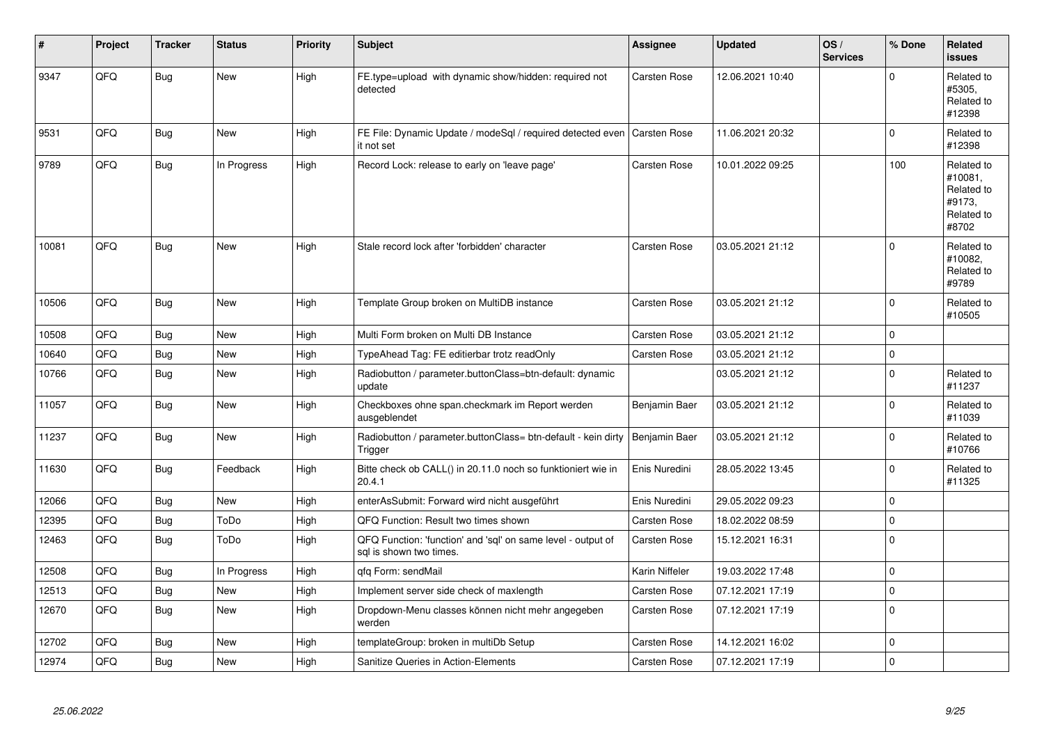| # | Project | Tracker | Status | Priority | Subject | Assignee | Updated | OS / Services | % Done | Related issues |
|---|---|---|---|---|---|---|---|---|---|---|
| 9347 | QFQ | Bug | New | High | FE.type=upload with dynamic show/hidden: required not detected | Carsten Rose | 12.06.2021 10:40 | | 0 | Related to #5305, Related to #12398 |
| 9531 | QFQ | Bug | New | High | FE File: Dynamic Update / modeSql / required detected even it not set | Carsten Rose | 11.06.2021 20:32 | | 0 | Related to #12398 |
| 9789 | QFQ | Bug | In Progress | High | Record Lock: release to early on 'leave page' | Carsten Rose | 10.01.2022 09:25 | | 100 | Related to #10081, Related to #9173, Related to #8702 |
| 10081 | QFQ | Bug | New | High | Stale record lock after 'forbidden' character | Carsten Rose | 03.05.2021 21:12 | | 0 | Related to #10082, Related to #9789 |
| 10506 | QFQ | Bug | New | High | Template Group broken on MultiDB instance | Carsten Rose | 03.05.2021 21:12 | | 0 | Related to #10505 |
| 10508 | QFQ | Bug | New | High | Multi Form broken on Multi DB Instance | Carsten Rose | 03.05.2021 21:12 | | 0 | |
| 10640 | QFQ | Bug | New | High | TypeAhead Tag: FE editierbar trotz readOnly | Carsten Rose | 03.05.2021 21:12 | | 0 | |
| 10766 | QFQ | Bug | New | High | Radiobutton / parameter.buttonClass=btn-default: dynamic update | | 03.05.2021 21:12 | | 0 | Related to #11237 |
| 11057 | QFQ | Bug | New | High | Checkboxes ohne span.checkmark im Report werden ausgeblendet | Benjamin Baer | 03.05.2021 21:12 | | 0 | Related to #11039 |
| 11237 | QFQ | Bug | New | High | Radiobutton / parameter.buttonClass= btn-default - kein dirty Trigger | Benjamin Baer | 03.05.2021 21:12 | | 0 | Related to #10766 |
| 11630 | QFQ | Bug | Feedback | High | Bitte check ob CALL() in 20.11.0 noch so funktioniert wie in 20.4.1 | Enis Nuredini | 28.05.2022 13:45 | | 0 | Related to #11325 |
| 12066 | QFQ | Bug | New | High | enterAsSubmit: Forward wird nicht ausgeführt | Enis Nuredini | 29.05.2022 09:23 | | 0 | |
| 12395 | QFQ | Bug | ToDo | High | QFQ Function: Result two times shown | Carsten Rose | 18.02.2022 08:59 | | 0 | |
| 12463 | QFQ | Bug | ToDo | High | QFQ Function: 'function' and 'sql' on same level - output of sql is shown two times. | Carsten Rose | 15.12.2021 16:31 | | 0 | |
| 12508 | QFQ | Bug | In Progress | High | qfq Form: sendMail | Karin Niffeler | 19.03.2022 17:48 | | 0 | |
| 12513 | QFQ | Bug | New | High | Implement server side check of maxlength | Carsten Rose | 07.12.2021 17:19 | | 0 | |
| 12670 | QFQ | Bug | New | High | Dropdown-Menu classes können nicht mehr angegeben werden | Carsten Rose | 07.12.2021 17:19 | | 0 | |
| 12702 | QFQ | Bug | New | High | templateGroup: broken in multiDb Setup | Carsten Rose | 14.12.2021 16:02 | | 0 | |
| 12974 | QFQ | Bug | New | High | Sanitize Queries in Action-Elements | Carsten Rose | 07.12.2021 17:19 | | 0 | |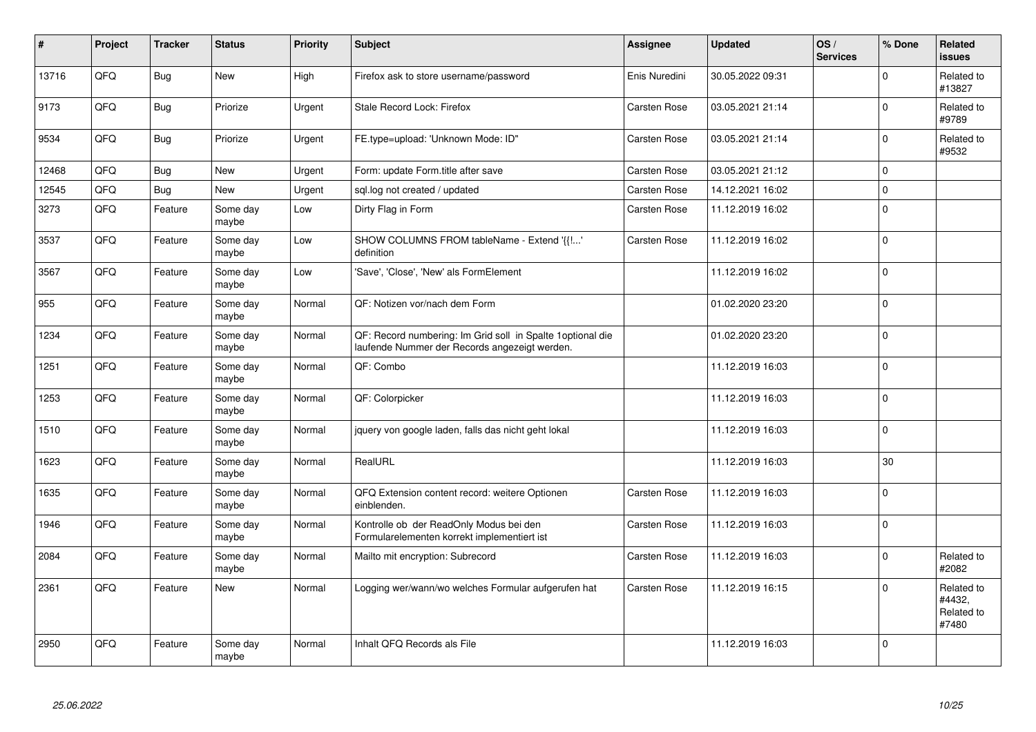| # | Project | Tracker | Status | Priority | Subject | Assignee | Updated | OS / Services | % Done | Related issues |
|---|---|---|---|---|---|---|---|---|---|---|
| 13716 | QFQ | Bug | New | High | Firefox ask to store username/password | Enis Nuredini | 30.05.2022 09:31 | | 0 | Related to #13827 |
| 9173 | QFQ | Bug | Priorize | Urgent | Stale Record Lock: Firefox | Carsten Rose | 03.05.2021 21:14 | | 0 | Related to #9789 |
| 9534 | QFQ | Bug | Priorize | Urgent | FE.type=upload: 'Unknown Mode: ID" | Carsten Rose | 03.05.2021 21:14 | | 0 | Related to #9532 |
| 12468 | QFQ | Bug | New | Urgent | Form: update Form.title after save | Carsten Rose | 03.05.2021 21:12 | | 0 | |
| 12545 | QFQ | Bug | New | Urgent | sql.log not created / updated | Carsten Rose | 14.12.2021 16:02 | | 0 | |
| 3273 | QFQ | Feature | Some day maybe | Low | Dirty Flag in Form | Carsten Rose | 11.12.2019 16:02 | | 0 | |
| 3537 | QFQ | Feature | Some day maybe | Low | SHOW COLUMNS FROM tableName - Extend '{{!...' definition | Carsten Rose | 11.12.2019 16:02 | | 0 | |
| 3567 | QFQ | Feature | Some day maybe | Low | 'Save', 'Close', 'New' als FormElement | | 11.12.2019 16:02 | | 0 | |
| 955 | QFQ | Feature | Some day maybe | Normal | QF: Notizen vor/nach dem Form | | 01.02.2020 23:20 | | 0 | |
| 1234 | QFQ | Feature | Some day maybe | Normal | QF: Record numbering: Im Grid soll in Spalte 1optional die laufende Nummer der Records angezeigt werden. | | 01.02.2020 23:20 | | 0 | |
| 1251 | QFQ | Feature | Some day maybe | Normal | QF: Combo | | 11.12.2019 16:03 | | 0 | |
| 1253 | QFQ | Feature | Some day maybe | Normal | QF: Colorpicker | | 11.12.2019 16:03 | | 0 | |
| 1510 | QFQ | Feature | Some day maybe | Normal | jquery von google laden, falls das nicht geht lokal | | 11.12.2019 16:03 | | 0 | |
| 1623 | QFQ | Feature | Some day maybe | Normal | RealURL | | 11.12.2019 16:03 | | 30 | |
| 1635 | QFQ | Feature | Some day maybe | Normal | QFQ Extension content record: weitere Optionen einblenden. | Carsten Rose | 11.12.2019 16:03 | | 0 | |
| 1946 | QFQ | Feature | Some day maybe | Normal | Kontrolle ob der ReadOnly Modus bei den Formularelementen korrekt implementiert ist | Carsten Rose | 11.12.2019 16:03 | | 0 | |
| 2084 | QFQ | Feature | Some day maybe | Normal | Mailto mit encryption: Subrecord | Carsten Rose | 11.12.2019 16:03 | | 0 | Related to #2082 |
| 2361 | QFQ | Feature | New | Normal | Logging wer/wann/wo welches Formular aufgerufen hat | Carsten Rose | 11.12.2019 16:15 | | 0 | Related to #4432, Related to #7480 |
| 2950 | QFQ | Feature | Some day maybe | Normal | Inhalt QFQ Records als File | | 11.12.2019 16:03 | | 0 | |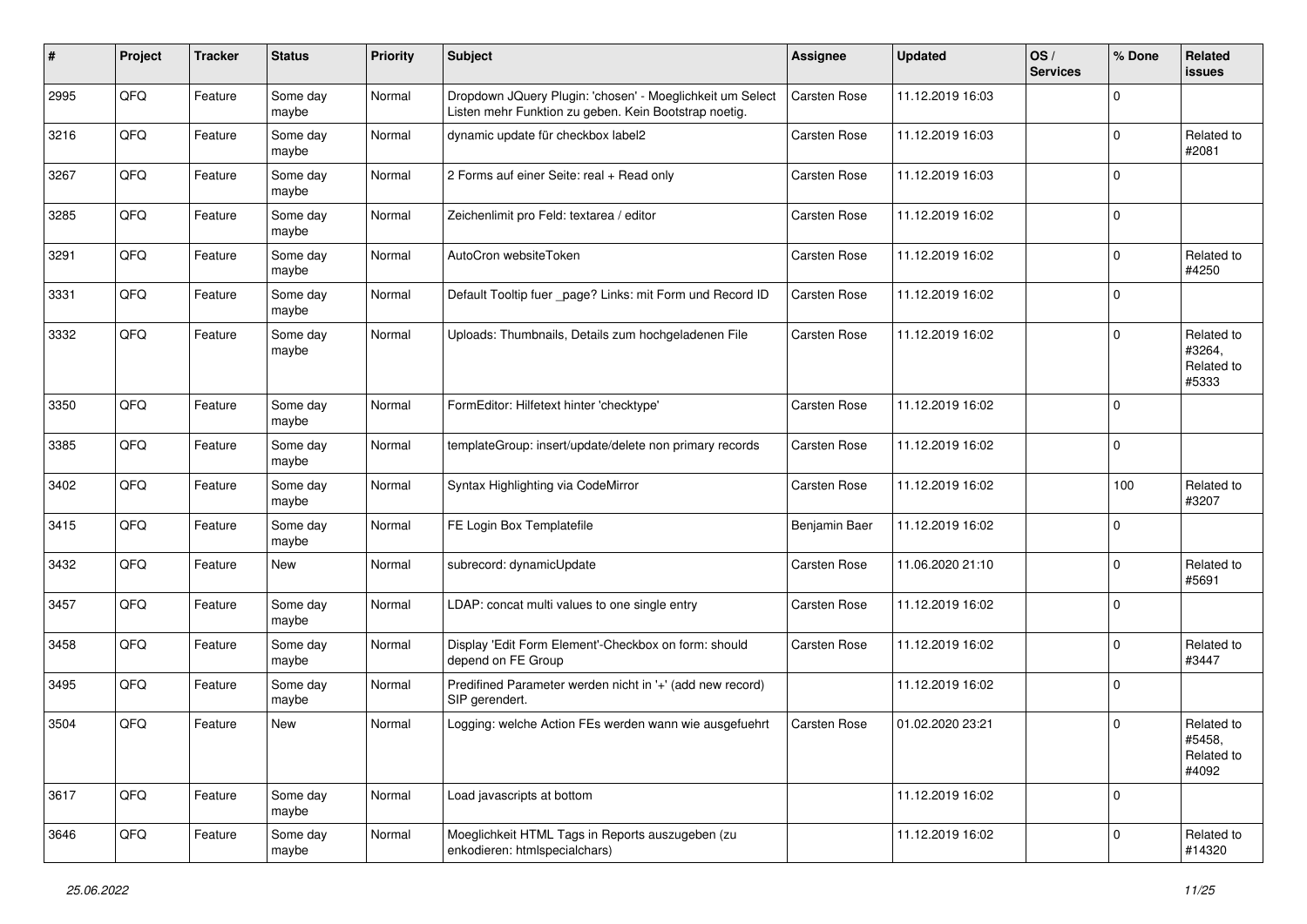| # | Project | Tracker | Status | Priority | Subject | Assignee | Updated | OS / Services | % Done | Related issues |
|---|---|---|---|---|---|---|---|---|---|---|
| 2995 | QFQ | Feature | Some day maybe | Normal | Dropdown JQuery Plugin: 'chosen' - Moeglichkeit um Select Listen mehr Funktion zu geben. Kein Bootstrap noetig. | Carsten Rose | 11.12.2019 16:03 | | 0 | |
| 3216 | QFQ | Feature | Some day maybe | Normal | dynamic update für checkbox label2 | Carsten Rose | 11.12.2019 16:03 | | 0 | Related to #2081 |
| 3267 | QFQ | Feature | Some day maybe | Normal | 2 Forms auf einer Seite: real + Read only | Carsten Rose | 11.12.2019 16:03 | | 0 | |
| 3285 | QFQ | Feature | Some day maybe | Normal | Zeichenlimit pro Feld: textarea / editor | Carsten Rose | 11.12.2019 16:02 | | 0 | |
| 3291 | QFQ | Feature | Some day maybe | Normal | AutoCron websiteToken | Carsten Rose | 11.12.2019 16:02 | | 0 | Related to #4250 |
| 3331 | QFQ | Feature | Some day maybe | Normal | Default Tooltip fuer _page? Links: mit Form und Record ID | Carsten Rose | 11.12.2019 16:02 | | 0 | |
| 3332 | QFQ | Feature | Some day maybe | Normal | Uploads: Thumbnails, Details zum hochgeladenen File | Carsten Rose | 11.12.2019 16:02 | | 0 | Related to #3264, Related to #5333 |
| 3350 | QFQ | Feature | Some day maybe | Normal | FormEditor: Hilfetext hinter 'checktype' | Carsten Rose | 11.12.2019 16:02 | | 0 | |
| 3385 | QFQ | Feature | Some day maybe | Normal | templateGroup: insert/update/delete non primary records | Carsten Rose | 11.12.2019 16:02 | | 0 | |
| 3402 | QFQ | Feature | Some day maybe | Normal | Syntax Highlighting via CodeMirror | Carsten Rose | 11.12.2019 16:02 | | 100 | Related to #3207 |
| 3415 | QFQ | Feature | Some day maybe | Normal | FE Login Box Templatefile | Benjamin Baer | 11.12.2019 16:02 | | 0 | |
| 3432 | QFQ | Feature | New | Normal | subrecord: dynamicUpdate | Carsten Rose | 11.06.2020 21:10 | | 0 | Related to #5691 |
| 3457 | QFQ | Feature | Some day maybe | Normal | LDAP: concat multi values to one single entry | Carsten Rose | 11.12.2019 16:02 | | 0 | |
| 3458 | QFQ | Feature | Some day maybe | Normal | Display 'Edit Form Element'-Checkbox on form: should depend on FE Group | Carsten Rose | 11.12.2019 16:02 | | 0 | Related to #3447 |
| 3495 | QFQ | Feature | Some day maybe | Normal | Predifined Parameter werden nicht in '+' (add new record) SIP gerendert. | | 11.12.2019 16:02 | | 0 | |
| 3504 | QFQ | Feature | New | Normal | Logging: welche Action FEs werden wann wie ausgefuehrt | Carsten Rose | 01.02.2020 23:21 | | 0 | Related to #5458, Related to #4092 |
| 3617 | QFQ | Feature | Some day maybe | Normal | Load javascripts at bottom | | 11.12.2019 16:02 | | 0 | |
| 3646 | QFQ | Feature | Some day maybe | Normal | Moeglichkeit HTML Tags in Reports auszugeben (zu enkodieren: htmlspecialchars) | | 11.12.2019 16:02 | | 0 | Related to #14320 |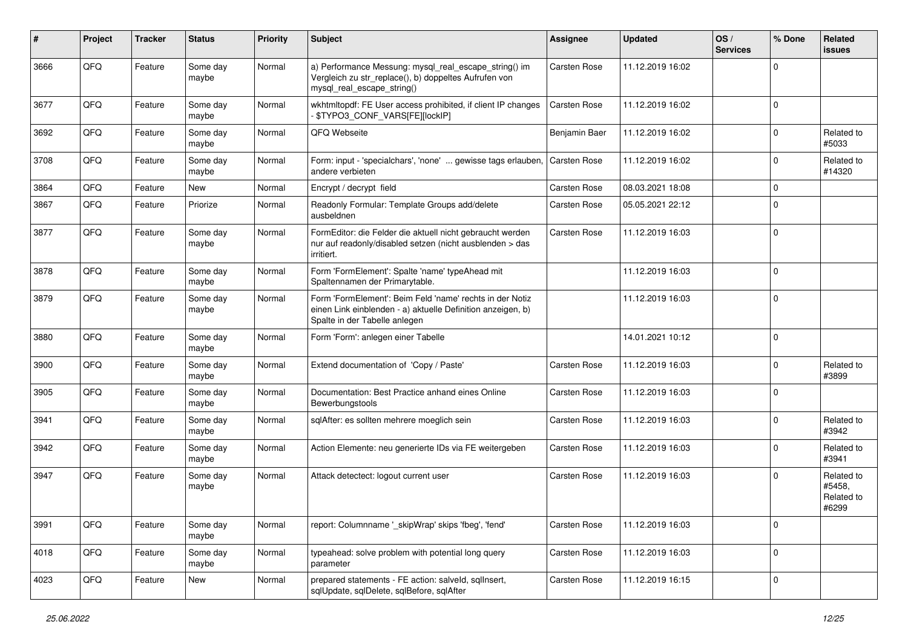| # | Project | Tracker | Status | Priority | Subject | Assignee | Updated | OS / Services | % Done | Related issues |
|---|---|---|---|---|---|---|---|---|---|---|
| 3666 | QFQ | Feature | Some day maybe | Normal | a) Performance Messung: mysql_real_escape_string() im Vergleich zu str_replace(), b) doppeltes Aufrufen von mysql_real_escape_string() | Carsten Rose | 11.12.2019 16:02 | | 0 | |
| 3677 | QFQ | Feature | Some day maybe | Normal | wkhtmltopdf: FE User access prohibited, if client IP changes - $TYPO3_CONF_VARS[FE][lockIP] | Carsten Rose | 11.12.2019 16:02 | | 0 | |
| 3692 | QFQ | Feature | Some day maybe | Normal | QFQ Webseite | Benjamin Baer | 11.12.2019 16:02 | | 0 | Related to #5033 |
| 3708 | QFQ | Feature | Some day maybe | Normal | Form: input - 'specialchars', 'none' ... gewisse tags erlauben, andere verbieten | Carsten Rose | 11.12.2019 16:02 | | 0 | Related to #14320 |
| 3864 | QFQ | Feature | New | Normal | Encrypt / decrypt field | Carsten Rose | 08.03.2021 18:08 | | 0 | |
| 3867 | QFQ | Feature | Priorize | Normal | Readonly Formular: Template Groups add/delete ausbeldnen | Carsten Rose | 05.05.2021 22:12 | | 0 | |
| 3877 | QFQ | Feature | Some day maybe | Normal | FormEditor: die Felder die aktuell nicht gebraucht werden nur auf readonly/disabled setzen (nicht ausblenden > das irritiert. | Carsten Rose | 11.12.2019 16:03 | | 0 | |
| 3878 | QFQ | Feature | Some day maybe | Normal | Form 'FormElement': Spalte 'name' typeAhead mit Spaltennamen der Primarytable. | | 11.12.2019 16:03 | | 0 | |
| 3879 | QFQ | Feature | Some day maybe | Normal | Form 'FormElement': Beim Feld 'name' rechts in der Notiz einen Link einblenden - a) aktuelle Definition anzeigen, b) Spalte in der Tabelle anlegen | | 11.12.2019 16:03 | | 0 | |
| 3880 | QFQ | Feature | Some day maybe | Normal | Form 'Form': anlegen einer Tabelle | | 14.01.2021 10:12 | | 0 | |
| 3900 | QFQ | Feature | Some day maybe | Normal | Extend documentation of 'Copy / Paste' | Carsten Rose | 11.12.2019 16:03 | | 0 | Related to #3899 |
| 3905 | QFQ | Feature | Some day maybe | Normal | Documentation: Best Practice anhand eines Online Bewerbungstools | Carsten Rose | 11.12.2019 16:03 | | 0 | |
| 3941 | QFQ | Feature | Some day maybe | Normal | sqlAfter: es sollten mehrere moeglich sein | Carsten Rose | 11.12.2019 16:03 | | 0 | Related to #3942 |
| 3942 | QFQ | Feature | Some day maybe | Normal | Action Elemente: neu generierte IDs via FE weitergeben | Carsten Rose | 11.12.2019 16:03 | | 0 | Related to #3941 |
| 3947 | QFQ | Feature | Some day maybe | Normal | Attack detectect: logout current user | Carsten Rose | 11.12.2019 16:03 | | 0 | Related to #5458, Related to #6299 |
| 3991 | QFQ | Feature | Some day maybe | Normal | report: Columnname '_skipWrap' skips 'fbeg', 'fend' | Carsten Rose | 11.12.2019 16:03 | | 0 | |
| 4018 | QFQ | Feature | Some day maybe | Normal | typeahead: solve problem with potential long query parameter | Carsten Rose | 11.12.2019 16:03 | | 0 | |
| 4023 | QFQ | Feature | New | Normal | prepared statements - FE action: salveId, sqlInsert, sqlUpdate, sqlDelete, sqlBefore, sqlAfter | Carsten Rose | 11.12.2019 16:15 | | 0 | |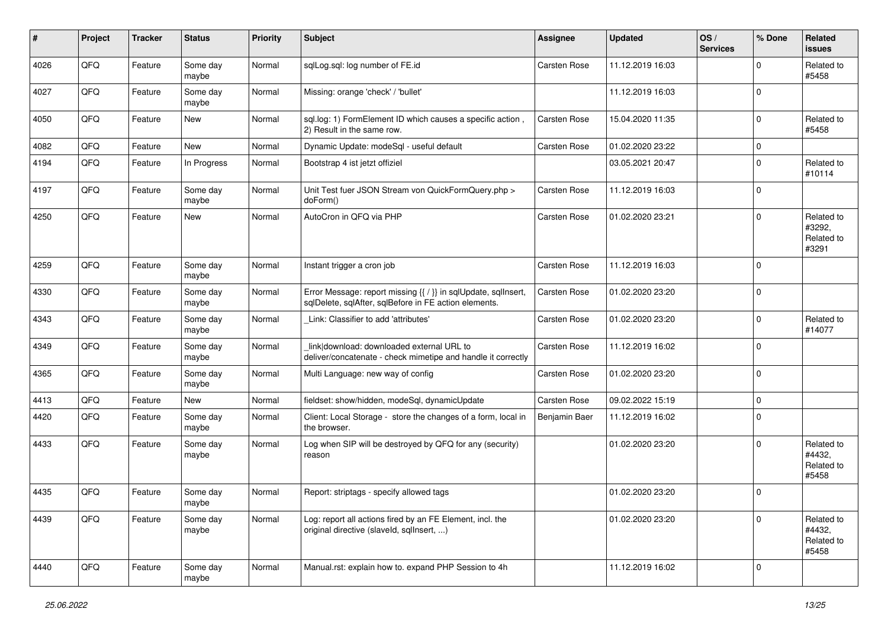| # | Project | Tracker | Status | Priority | Subject | Assignee | Updated | OS / Services | % Done | Related issues |
|---|---|---|---|---|---|---|---|---|---|---|
| 4026 | QFQ | Feature | Some day maybe | Normal | sqlLog.sql: log number of FE.id | Carsten Rose | 11.12.2019 16:03 | | 0 | Related to #5458 |
| 4027 | QFQ | Feature | Some day maybe | Normal | Missing: orange 'check' / 'bullet' | | 11.12.2019 16:03 | | 0 | |
| 4050 | QFQ | Feature | New | Normal | sql.log: 1) FormElement ID which causes a specific action , 2) Result in the same row. | Carsten Rose | 15.04.2020 11:35 | | 0 | Related to #5458 |
| 4082 | QFQ | Feature | New | Normal | Dynamic Update: modeSql - useful default | Carsten Rose | 01.02.2020 23:22 | | 0 | |
| 4194 | QFQ | Feature | In Progress | Normal | Bootstrap 4 ist jetzt offiziel | | 03.05.2021 20:47 | | 0 | Related to #10114 |
| 4197 | QFQ | Feature | Some day maybe | Normal | Unit Test fuer JSON Stream von QuickFormQuery.php > doForm() | Carsten Rose | 11.12.2019 16:03 | | 0 | |
| 4250 | QFQ | Feature | New | Normal | AutoCron in QFQ via PHP | Carsten Rose | 01.02.2020 23:21 | | 0 | Related to #3292, Related to #3291 |
| 4259 | QFQ | Feature | Some day maybe | Normal | Instant trigger a cron job | Carsten Rose | 11.12.2019 16:03 | | 0 | |
| 4330 | QFQ | Feature | Some day maybe | Normal | Error Message: report missing {{ / }} in sqlUpdate, sqlInsert, sqlDelete, sqlAfter, sqlBefore in FE action elements. | Carsten Rose | 01.02.2020 23:20 | | 0 | |
| 4343 | QFQ | Feature | Some day maybe | Normal | _Link: Classifier to add 'attributes' | Carsten Rose | 01.02.2020 23:20 | | 0 | Related to #14077 |
| 4349 | QFQ | Feature | Some day maybe | Normal | _link\|download: downloaded external URL to deliver/concatenate - check mimetipe and handle it correctly | Carsten Rose | 11.12.2019 16:02 | | 0 | |
| 4365 | QFQ | Feature | Some day maybe | Normal | Multi Language: new way of config | Carsten Rose | 01.02.2020 23:20 | | 0 | |
| 4413 | QFQ | Feature | New | Normal | fieldset: show/hidden, modeSql, dynamicUpdate | Carsten Rose | 09.02.2022 15:19 | | 0 | |
| 4420 | QFQ | Feature | Some day maybe | Normal | Client: Local Storage - store the changes of a form, local in the browser. | Benjamin Baer | 11.12.2019 16:02 | | 0 | |
| 4433 | QFQ | Feature | Some day maybe | Normal | Log when SIP will be destroyed by QFQ for any (security) reason | | 01.02.2020 23:20 | | 0 | Related to #4432, Related to #5458 |
| 4435 | QFQ | Feature | Some day maybe | Normal | Report: striptags - specify allowed tags | | 01.02.2020 23:20 | | 0 | |
| 4439 | QFQ | Feature | Some day maybe | Normal | Log: report all actions fired by an FE Element, incl. the original directive (slaveId, sqlInsert, ...) | | 01.02.2020 23:20 | | 0 | Related to #4432, Related to #5458 |
| 4440 | QFQ | Feature | Some day maybe | Normal | Manual.rst: explain how to. expand PHP Session to 4h | | 11.12.2019 16:02 | | 0 | |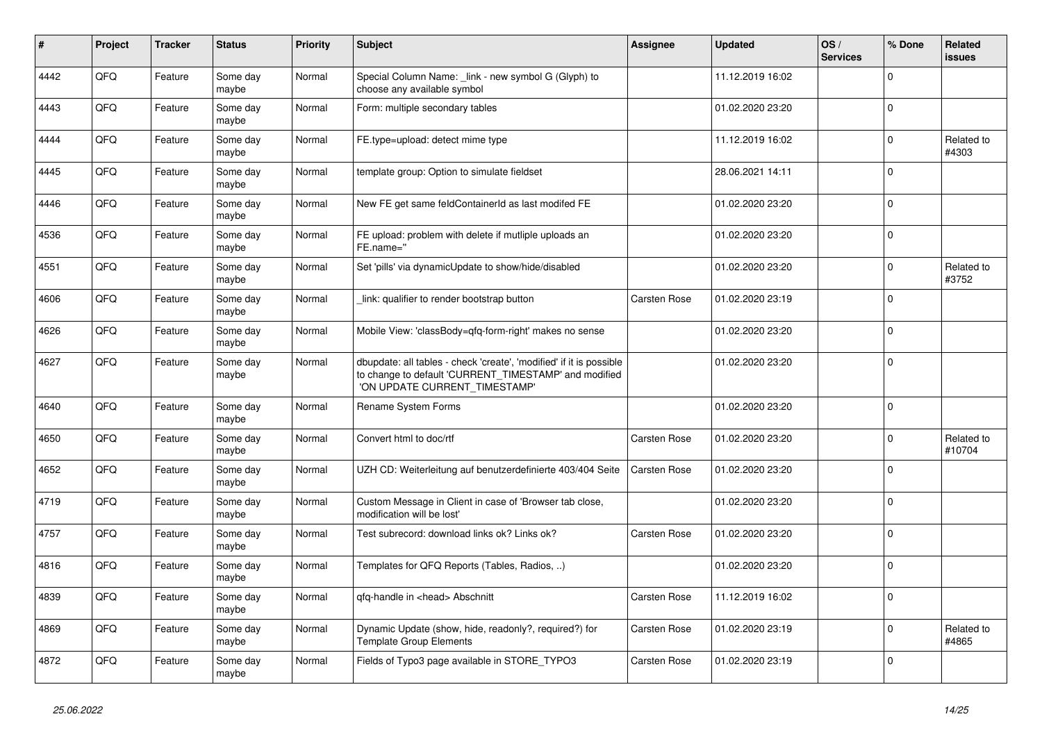| # | Project | Tracker | Status | Priority | Subject | Assignee | Updated | OS / Services | % Done | Related issues |
|---|---|---|---|---|---|---|---|---|---|---|
| 4442 | QFQ | Feature | Some day maybe | Normal | Special Column Name: _link - new symbol G (Glyph) to choose any available symbol | | 11.12.2019 16:02 | | 0 | |
| 4443 | QFQ | Feature | Some day maybe | Normal | Form: multiple secondary tables | | 01.02.2020 23:20 | | 0 | |
| 4444 | QFQ | Feature | Some day maybe | Normal | FE.type=upload: detect mime type | | 11.12.2019 16:02 | | 0 | Related to #4303 |
| 4445 | QFQ | Feature | Some day maybe | Normal | template group: Option to simulate fieldset | | 28.06.2021 14:11 | | 0 | |
| 4446 | QFQ | Feature | Some day maybe | Normal | New FE get same feldContainerId as last modifed FE | | 01.02.2020 23:20 | | 0 | |
| 4536 | QFQ | Feature | Some day maybe | Normal | FE upload: problem with delete if mutliple uploads an FE.name=" | | 01.02.2020 23:20 | | 0 | |
| 4551 | QFQ | Feature | Some day maybe | Normal | Set 'pills' via dynamicUpdate to show/hide/disabled | | 01.02.2020 23:20 | | 0 | Related to #3752 |
| 4606 | QFQ | Feature | Some day maybe | Normal | _link: qualifier to render bootstrap button | Carsten Rose | 01.02.2020 23:19 | | 0 | |
| 4626 | QFQ | Feature | Some day maybe | Normal | Mobile View: 'classBody=qfq-form-right' makes no sense | | 01.02.2020 23:20 | | 0 | |
| 4627 | QFQ | Feature | Some day maybe | Normal | dbupdate: all tables - check 'create', 'modified' if it is possible to change to default 'CURRENT_TIMESTAMP' and modified 'ON UPDATE CURRENT_TIMESTAMP' | | 01.02.2020 23:20 | | 0 | |
| 4640 | QFQ | Feature | Some day maybe | Normal | Rename System Forms | | 01.02.2020 23:20 | | 0 | |
| 4650 | QFQ | Feature | Some day maybe | Normal | Convert html to doc/rtf | Carsten Rose | 01.02.2020 23:20 | | 0 | Related to #10704 |
| 4652 | QFQ | Feature | Some day maybe | Normal | UZH CD: Weiterleitung auf benutzerdefinierte 403/404 Seite | Carsten Rose | 01.02.2020 23:20 | | 0 | |
| 4719 | QFQ | Feature | Some day maybe | Normal | Custom Message in Client in case of 'Browser tab close, modification will be lost' | | 01.02.2020 23:20 | | 0 | |
| 4757 | QFQ | Feature | Some day maybe | Normal | Test subrecord: download links ok? Links ok? | Carsten Rose | 01.02.2020 23:20 | | 0 | |
| 4816 | QFQ | Feature | Some day maybe | Normal | Templates for QFQ Reports (Tables, Radios, ..) | | 01.02.2020 23:20 | | 0 | |
| 4839 | QFQ | Feature | Some day maybe | Normal | qfq-handle in <head> Abschnitt | Carsten Rose | 11.12.2019 16:02 | | 0 | |
| 4869 | QFQ | Feature | Some day maybe | Normal | Dynamic Update (show, hide, readonly?, required?) for Template Group Elements | Carsten Rose | 01.02.2020 23:19 | | 0 | Related to #4865 |
| 4872 | QFQ | Feature | Some day maybe | Normal | Fields of Typo3 page available in STORE_TYPO3 | Carsten Rose | 01.02.2020 23:19 | | 0 | |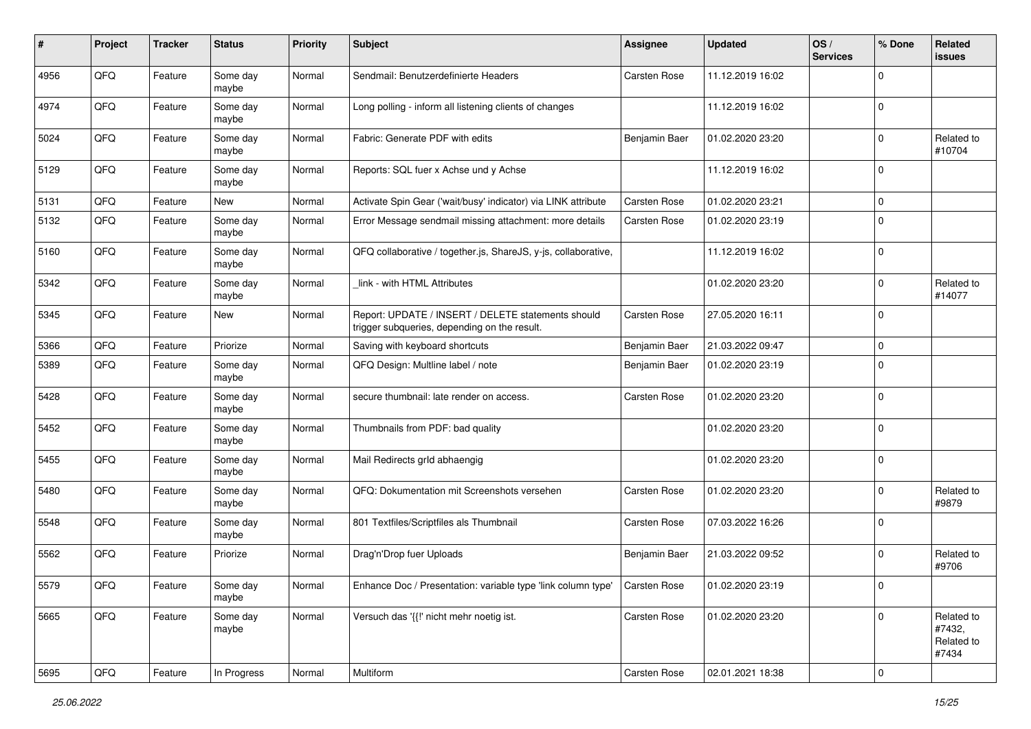| # | Project | Tracker | Status | Priority | Subject | Assignee | Updated | OS / Services | % Done | Related issues |
|---|---|---|---|---|---|---|---|---|---|---|
| 4956 | QFQ | Feature | Some day maybe | Normal | Sendmail: Benutzerdefinierte Headers | Carsten Rose | 11.12.2019 16:02 | | 0 | |
| 4974 | QFQ | Feature | Some day maybe | Normal | Long polling - inform all listening clients of changes | | 11.12.2019 16:02 | | 0 | |
| 5024 | QFQ | Feature | Some day maybe | Normal | Fabric: Generate PDF with edits | Benjamin Baer | 01.02.2020 23:20 | | 0 | Related to #10704 |
| 5129 | QFQ | Feature | Some day maybe | Normal | Reports: SQL fuer x Achse und y Achse | | 11.12.2019 16:02 | | 0 | |
| 5131 | QFQ | Feature | New | Normal | Activate Spin Gear ('wait/busy' indicator) via LINK attribute | Carsten Rose | 01.02.2020 23:21 | | 0 | |
| 5132 | QFQ | Feature | Some day maybe | Normal | Error Message sendmail missing attachment: more details | Carsten Rose | 01.02.2020 23:19 | | 0 | |
| 5160 | QFQ | Feature | Some day maybe | Normal | QFQ collaborative / together.js, ShareJS, y-js, collaborative, | | 11.12.2019 16:02 | | 0 | |
| 5342 | QFQ | Feature | Some day maybe | Normal | _link - with HTML Attributes | | 01.02.2020 23:20 | | 0 | Related to #14077 |
| 5345 | QFQ | Feature | New | Normal | Report: UPDATE / INSERT / DELETE statements should trigger subqueries, depending on the result. | Carsten Rose | 27.05.2020 16:11 | | 0 | |
| 5366 | QFQ | Feature | Priorize | Normal | Saving with keyboard shortcuts | Benjamin Baer | 21.03.2022 09:47 | | 0 | |
| 5389 | QFQ | Feature | Some day maybe | Normal | QFQ Design: Multline label / note | Benjamin Baer | 01.02.2020 23:19 | | 0 | |
| 5428 | QFQ | Feature | Some day maybe | Normal | secure thumbnail: late render on access. | Carsten Rose | 01.02.2020 23:20 | | 0 | |
| 5452 | QFQ | Feature | Some day maybe | Normal | Thumbnails from PDF: bad quality | | 01.02.2020 23:20 | | 0 | |
| 5455 | QFQ | Feature | Some day maybe | Normal | Mail Redirects grId abhaengig | | 01.02.2020 23:20 | | 0 | |
| 5480 | QFQ | Feature | Some day maybe | Normal | QFQ: Dokumentation mit Screenshots versehen | Carsten Rose | 01.02.2020 23:20 | | 0 | Related to #9879 |
| 5548 | QFQ | Feature | Some day maybe | Normal | 801 Textfiles/Scriptfiles als Thumbnail | Carsten Rose | 07.03.2022 16:26 | | 0 | |
| 5562 | QFQ | Feature | Priorize | Normal | Drag'n'Drop fuer Uploads | Benjamin Baer | 21.03.2022 09:52 | | 0 | Related to #9706 |
| 5579 | QFQ | Feature | Some day maybe | Normal | Enhance Doc / Presentation: variable type 'link column type' | Carsten Rose | 01.02.2020 23:19 | | 0 | |
| 5665 | QFQ | Feature | Some day maybe | Normal | Versuch das '{{!' nicht mehr noetig ist. | Carsten Rose | 01.02.2020 23:20 | | 0 | Related to #7432, Related to #7434 |
| 5695 | QFQ | Feature | In Progress | Normal | Multiform | Carsten Rose | 02.01.2021 18:38 | | 0 | |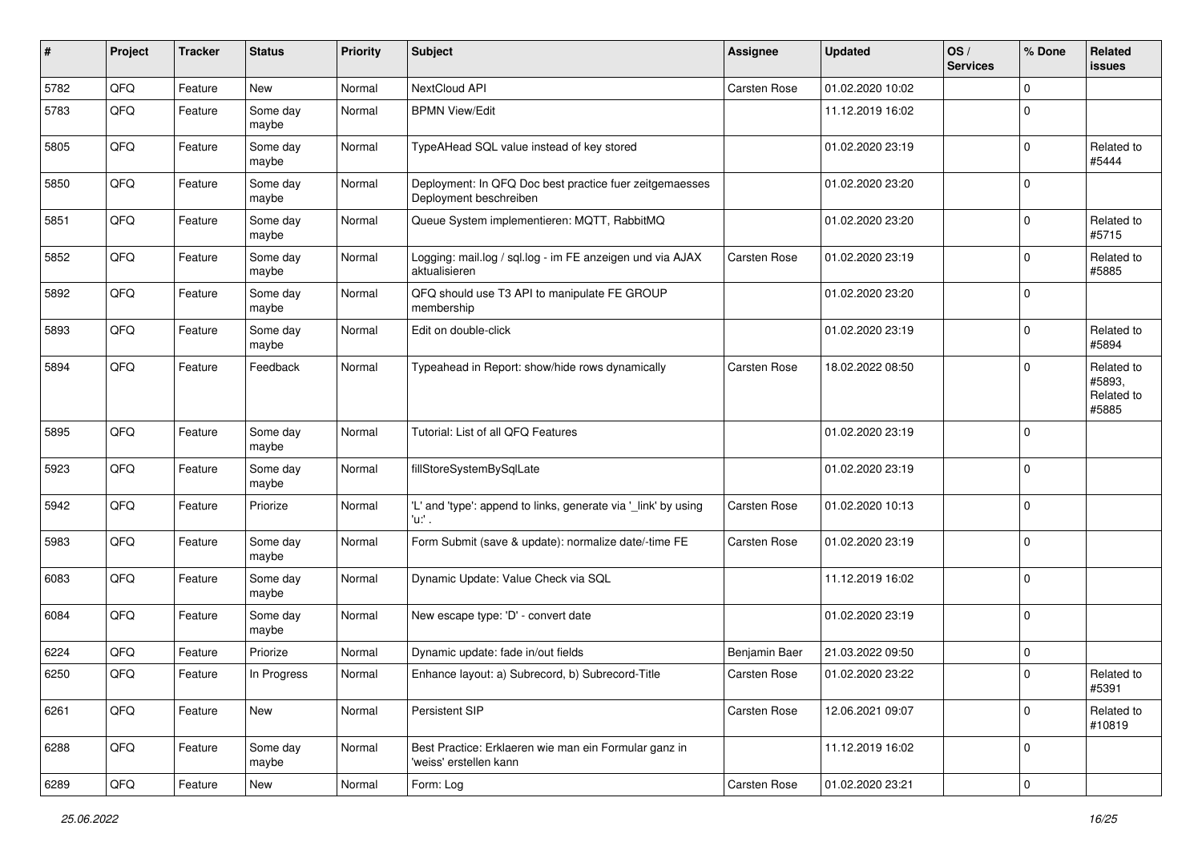| # | Project | Tracker | Status | Priority | Subject | Assignee | Updated | OS / Services | % Done | Related issues |
|---|---|---|---|---|---|---|---|---|---|---|
| 5782 | QFQ | Feature | New | Normal | NextCloud API | Carsten Rose | 01.02.2020 10:02 | | 0 | |
| 5783 | QFQ | Feature | Some day maybe | Normal | BPMN View/Edit | | 11.12.2019 16:02 | | 0 | |
| 5805 | QFQ | Feature | Some day maybe | Normal | TypeAHead SQL value instead of key stored | | 01.02.2020 23:19 | | 0 | Related to #5444 |
| 5850 | QFQ | Feature | Some day maybe | Normal | Deployment: In QFQ Doc best practice fuer zeitgemaesses Deployment beschreiben | | 01.02.2020 23:20 | | 0 | |
| 5851 | QFQ | Feature | Some day maybe | Normal | Queue System implementieren: MQTT, RabbitMQ | | 01.02.2020 23:20 | | 0 | Related to #5715 |
| 5852 | QFQ | Feature | Some day maybe | Normal | Logging: mail.log / sql.log - im FE anzeigen und via AJAX aktualisieren | Carsten Rose | 01.02.2020 23:19 | | 0 | Related to #5885 |
| 5892 | QFQ | Feature | Some day maybe | Normal | QFQ should use T3 API to manipulate FE GROUP membership | | 01.02.2020 23:20 | | 0 | |
| 5893 | QFQ | Feature | Some day maybe | Normal | Edit on double-click | | 01.02.2020 23:19 | | 0 | Related to #5894 |
| 5894 | QFQ | Feature | Feedback | Normal | Typeahead in Report: show/hide rows dynamically | Carsten Rose | 18.02.2022 08:50 | | 0 | Related to #5893, Related to #5885 |
| 5895 | QFQ | Feature | Some day maybe | Normal | Tutorial: List of all QFQ Features | | 01.02.2020 23:19 | | 0 | |
| 5923 | QFQ | Feature | Some day maybe | Normal | fillStoreSystemBySqlLate | | 01.02.2020 23:19 | | 0 | |
| 5942 | QFQ | Feature | Priorize | Normal | 'L' and 'type': append to links, generate via '_link' by using 'u:' . | Carsten Rose | 01.02.2020 10:13 | | 0 | |
| 5983 | QFQ | Feature | Some day maybe | Normal | Form Submit (save & update): normalize date/-time FE | Carsten Rose | 01.02.2020 23:19 | | 0 | |
| 6083 | QFQ | Feature | Some day maybe | Normal | Dynamic Update: Value Check via SQL | | 11.12.2019 16:02 | | 0 | |
| 6084 | QFQ | Feature | Some day maybe | Normal | New escape type: 'D' - convert date | | 01.02.2020 23:19 | | 0 | |
| 6224 | QFQ | Feature | Priorize | Normal | Dynamic update: fade in/out fields | Benjamin Baer | 21.03.2022 09:50 | | 0 | |
| 6250 | QFQ | Feature | In Progress | Normal | Enhance layout: a) Subrecord, b) Subrecord-Title | Carsten Rose | 01.02.2020 23:22 | | 0 | Related to #5391 |
| 6261 | QFQ | Feature | New | Normal | Persistent SIP | Carsten Rose | 12.06.2021 09:07 | | 0 | Related to #10819 |
| 6288 | QFQ | Feature | Some day maybe | Normal | Best Practice: Erklaeren wie man ein Formular ganz in 'weiss' erstellen kann | | 11.12.2019 16:02 | | 0 | |
| 6289 | QFQ | Feature | New | Normal | Form: Log | Carsten Rose | 01.02.2020 23:21 | | 0 | |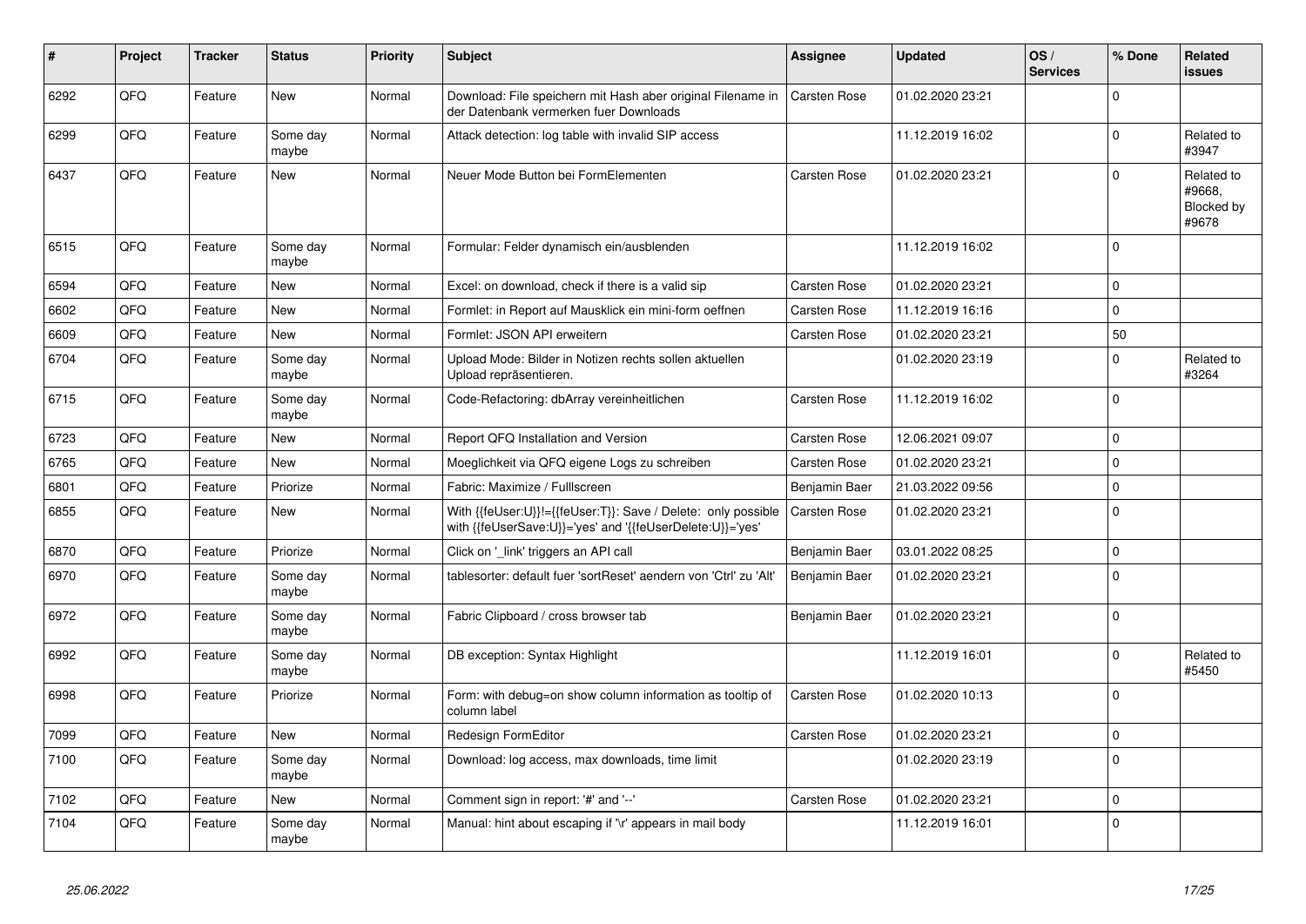| # | Project | Tracker | Status | Priority | Subject | Assignee | Updated | OS / Services | % Done | Related issues |
|---|---|---|---|---|---|---|---|---|---|---|
| 6292 | QFQ | Feature | New | Normal | Download: File speichern mit Hash aber original Filename in der Datenbank vermerken fuer Downloads | Carsten Rose | 01.02.2020 23:21 | | 0 | |
| 6299 | QFQ | Feature | Some day maybe | Normal | Attack detection: log table with invalid SIP access | | 11.12.2019 16:02 | | 0 | Related to #3947 |
| 6437 | QFQ | Feature | New | Normal | Neuer Mode Button bei FormElementen | Carsten Rose | 01.02.2020 23:21 | | 0 | Related to #9668, Blocked by #9678 |
| 6515 | QFQ | Feature | Some day maybe | Normal | Formular: Felder dynamisch ein/ausblenden | | 11.12.2019 16:02 | | 0 | |
| 6594 | QFQ | Feature | New | Normal | Excel: on download, check if there is a valid sip | Carsten Rose | 01.02.2020 23:21 | | 0 | |
| 6602 | QFQ | Feature | New | Normal | Formlet: in Report auf Mausklick ein mini-form oeffnen | Carsten Rose | 11.12.2019 16:16 | | 0 | |
| 6609 | QFQ | Feature | New | Normal | Formlet: JSON API erweitern | Carsten Rose | 01.02.2020 23:21 | | 50 | |
| 6704 | QFQ | Feature | Some day maybe | Normal | Upload Mode: Bilder in Notizen rechts sollen aktuellen Upload repräsentieren. | | 01.02.2020 23:19 | | 0 | Related to #3264 |
| 6715 | QFQ | Feature | Some day maybe | Normal | Code-Refactoring: dbArray vereinheitlichen | Carsten Rose | 11.12.2019 16:02 | | 0 | |
| 6723 | QFQ | Feature | New | Normal | Report QFQ Installation and Version | Carsten Rose | 12.06.2021 09:07 | | 0 | |
| 6765 | QFQ | Feature | New | Normal | Moeglichkeit via QFQ eigene Logs zu schreiben | Carsten Rose | 01.02.2020 23:21 | | 0 | |
| 6801 | QFQ | Feature | Priorize | Normal | Fabric: Maximize / Fulllscreen | Benjamin Baer | 21.03.2022 09:56 | | 0 | |
| 6855 | QFQ | Feature | New | Normal | With {{feUser:U}}!={{feUser:T}}: Save / Delete: only possible with {{feUserSave:U}}='yes' and '{{feUserDelete:U}}='yes' | Carsten Rose | 01.02.2020 23:21 | | 0 | |
| 6870 | QFQ | Feature | Priorize | Normal | Click on '_link' triggers an API call | Benjamin Baer | 03.01.2022 08:25 | | 0 | |
| 6970 | QFQ | Feature | Some day maybe | Normal | tablesorter: default fuer 'sortReset' aendern von 'Ctrl' zu 'Alt' | Benjamin Baer | 01.02.2020 23:21 | | 0 | |
| 6972 | QFQ | Feature | Some day maybe | Normal | Fabric Clipboard / cross browser tab | Benjamin Baer | 01.02.2020 23:21 | | 0 | |
| 6992 | QFQ | Feature | Some day maybe | Normal | DB exception: Syntax Highlight | | 11.12.2019 16:01 | | 0 | Related to #5450 |
| 6998 | QFQ | Feature | Priorize | Normal | Form: with debug=on show column information as tooltip of column label | Carsten Rose | 01.02.2020 10:13 | | 0 | |
| 7099 | QFQ | Feature | New | Normal | Redesign FormEditor | Carsten Rose | 01.02.2020 23:21 | | 0 | |
| 7100 | QFQ | Feature | Some day maybe | Normal | Download: log access, max downloads, time limit | | 01.02.2020 23:19 | | 0 | |
| 7102 | QFQ | Feature | New | Normal | Comment sign in report: '#' and '--' | Carsten Rose | 01.02.2020 23:21 | | 0 | |
| 7104 | QFQ | Feature | Some day maybe | Normal | Manual: hint about escaping if '\r' appears in mail body | | 11.12.2019 16:01 | | 0 | |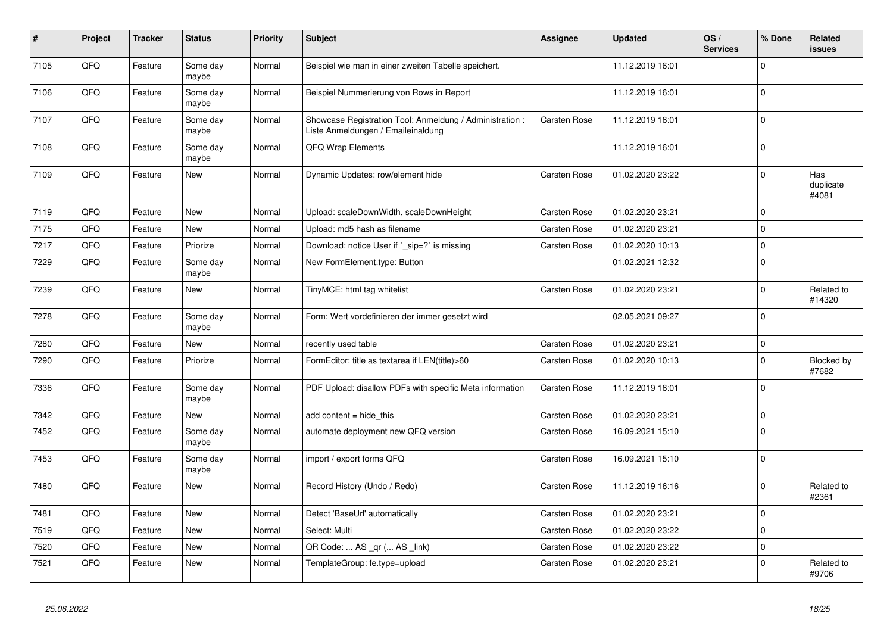| # | Project | Tracker | Status | Priority | Subject | Assignee | Updated | OS / Services | % Done | Related issues |
|---|---|---|---|---|---|---|---|---|---|---|
| 7105 | QFQ | Feature | Some day maybe | Normal | Beispiel wie man in einer zweiten Tabelle speichert. | | 11.12.2019 16:01 | | 0 | |
| 7106 | QFQ | Feature | Some day maybe | Normal | Beispiel Nummerierung von Rows in Report | | 11.12.2019 16:01 | | 0 | |
| 7107 | QFQ | Feature | Some day maybe | Normal | Showcase Registration Tool: Anmeldung / Administration : Liste Anmeldungen / Emaileinaldung | Carsten Rose | 11.12.2019 16:01 | | 0 | |
| 7108 | QFQ | Feature | Some day maybe | Normal | QFQ Wrap Elements | | 11.12.2019 16:01 | | 0 | |
| 7109 | QFQ | Feature | New | Normal | Dynamic Updates: row/element hide | Carsten Rose | 01.02.2020 23:22 | | 0 | Has duplicate #4081 |
| 7119 | QFQ | Feature | New | Normal | Upload: scaleDownWidth, scaleDownHeight | Carsten Rose | 01.02.2020 23:21 | | 0 | |
| 7175 | QFQ | Feature | New | Normal | Upload: md5 hash as filename | Carsten Rose | 01.02.2020 23:21 | | 0 | |
| 7217 | QFQ | Feature | Priorize | Normal | Download: notice User if `_sip=?` is missing | Carsten Rose | 01.02.2020 10:13 | | 0 | |
| 7229 | QFQ | Feature | Some day maybe | Normal | New FormElement.type: Button | | 01.02.2021 12:32 | | 0 | |
| 7239 | QFQ | Feature | New | Normal | TinyMCE: html tag whitelist | Carsten Rose | 01.02.2020 23:21 | | 0 | Related to #14320 |
| 7278 | QFQ | Feature | Some day maybe | Normal | Form: Wert vordefinieren der immer gesetzt wird | | 02.05.2021 09:27 | | 0 | |
| 7280 | QFQ | Feature | New | Normal | recently used table | Carsten Rose | 01.02.2020 23:21 | | 0 | |
| 7290 | QFQ | Feature | Priorize | Normal | FormEditor: title as textarea if LEN(title)>60 | Carsten Rose | 01.02.2020 10:13 | | 0 | Blocked by #7682 |
| 7336 | QFQ | Feature | Some day maybe | Normal | PDF Upload: disallow PDFs with specific Meta information | Carsten Rose | 11.12.2019 16:01 | | 0 | |
| 7342 | QFQ | Feature | New | Normal | add content = hide_this | Carsten Rose | 01.02.2020 23:21 | | 0 | |
| 7452 | QFQ | Feature | Some day maybe | Normal | automate deployment new QFQ version | Carsten Rose | 16.09.2021 15:10 | | 0 | |
| 7453 | QFQ | Feature | Some day maybe | Normal | import / export forms QFQ | Carsten Rose | 16.09.2021 15:10 | | 0 | |
| 7480 | QFQ | Feature | New | Normal | Record History (Undo / Redo) | Carsten Rose | 11.12.2019 16:16 | | 0 | Related to #2361 |
| 7481 | QFQ | Feature | New | Normal | Detect 'BaseUrl' automatically | Carsten Rose | 01.02.2020 23:21 | | 0 | |
| 7519 | QFQ | Feature | New | Normal | Select: Multi | Carsten Rose | 01.02.2020 23:22 | | 0 | |
| 7520 | QFQ | Feature | New | Normal | QR Code: ... AS _qr (... AS _link) | Carsten Rose | 01.02.2020 23:22 | | 0 | |
| 7521 | QFQ | Feature | New | Normal | TemplateGroup: fe.type=upload | Carsten Rose | 01.02.2020 23:21 | | 0 | Related to #9706 |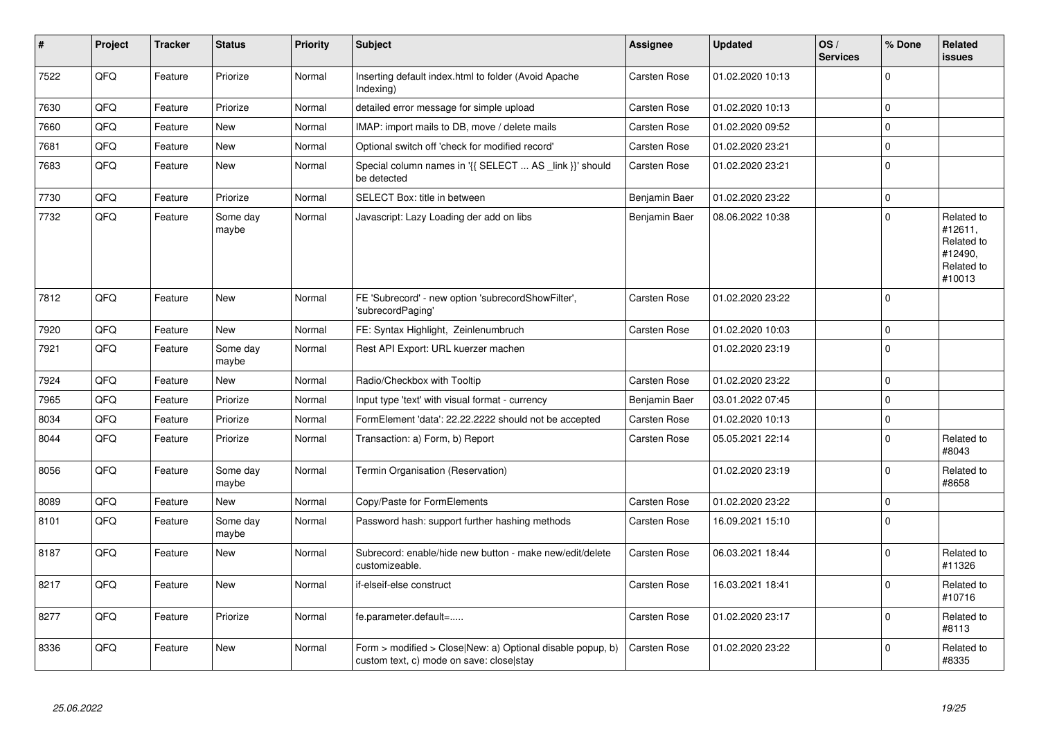| # | Project | Tracker | Status | Priority | Subject | Assignee | Updated | OS / Services | % Done | Related issues |
|---|---|---|---|---|---|---|---|---|---|---|
| 7522 | QFQ | Feature | Priorize | Normal | Inserting default index.html to folder (Avoid Apache Indexing) | Carsten Rose | 01.02.2020 10:13 | | 0 | |
| 7630 | QFQ | Feature | Priorize | Normal | detailed error message for simple upload | Carsten Rose | 01.02.2020 10:13 | | 0 | |
| 7660 | QFQ | Feature | New | Normal | IMAP: import mails to DB, move / delete mails | Carsten Rose | 01.02.2020 09:52 | | 0 | |
| 7681 | QFQ | Feature | New | Normal | Optional switch off 'check for modified record' | Carsten Rose | 01.02.2020 23:21 | | 0 | |
| 7683 | QFQ | Feature | New | Normal | Special column names in '{{ SELECT ... AS _link }}' should be detected | Carsten Rose | 01.02.2020 23:21 | | 0 | |
| 7730 | QFQ | Feature | Priorize | Normal | SELECT Box: title in between | Benjamin Baer | 01.02.2020 23:22 | | 0 | |
| 7732 | QFQ | Feature | Some day maybe | Normal | Javascript: Lazy Loading der add on libs | Benjamin Baer | 08.06.2022 10:38 | | 0 | Related to #12611, Related to #12490, Related to #10013 |
| 7812 | QFQ | Feature | New | Normal | FE 'Subrecord' - new option 'subrecordShowFilter', 'subrecordPaging' | Carsten Rose | 01.02.2020 23:22 | | 0 | |
| 7920 | QFQ | Feature | New | Normal | FE: Syntax Highlight, Zeinlenumbruch | Carsten Rose | 01.02.2020 10:03 | | 0 | |
| 7921 | QFQ | Feature | Some day maybe | Normal | Rest API Export: URL kuerzer machen | | 01.02.2020 23:19 | | 0 | |
| 7924 | QFQ | Feature | New | Normal | Radio/Checkbox with Tooltip | Carsten Rose | 01.02.2020 23:22 | | 0 | |
| 7965 | QFQ | Feature | Priorize | Normal | Input type 'text' with visual format - currency | Benjamin Baer | 03.01.2022 07:45 | | 0 | |
| 8034 | QFQ | Feature | Priorize | Normal | FormElement 'data': 22.22.2222 should not be accepted | Carsten Rose | 01.02.2020 10:13 | | 0 | |
| 8044 | QFQ | Feature | Priorize | Normal | Transaction: a) Form, b) Report | Carsten Rose | 05.05.2021 22:14 | | 0 | Related to #8043 |
| 8056 | QFQ | Feature | Some day maybe | Normal | Termin Organisation (Reservation) | | 01.02.2020 23:19 | | 0 | Related to #8658 |
| 8089 | QFQ | Feature | New | Normal | Copy/Paste for FormElements | Carsten Rose | 01.02.2020 23:22 | | 0 | |
| 8101 | QFQ | Feature | Some day maybe | Normal | Password hash: support further hashing methods | Carsten Rose | 16.09.2021 15:10 | | 0 | |
| 8187 | QFQ | Feature | New | Normal | Subrecord: enable/hide new button - make new/edit/delete customizeable. | Carsten Rose | 06.03.2021 18:44 | | 0 | Related to #11326 |
| 8217 | QFQ | Feature | New | Normal | if-elseif-else construct | Carsten Rose | 16.03.2021 18:41 | | 0 | Related to #10716 |
| 8277 | QFQ | Feature | Priorize | Normal | fe.parameter.default=..... | Carsten Rose | 01.02.2020 23:17 | | 0 | Related to #8113 |
| 8336 | QFQ | Feature | New | Normal | Form > modified > Close\|New: a) Optional disable popup, b) custom text, c) mode on save: close\|stay | Carsten Rose | 01.02.2020 23:22 | | 0 | Related to #8335 |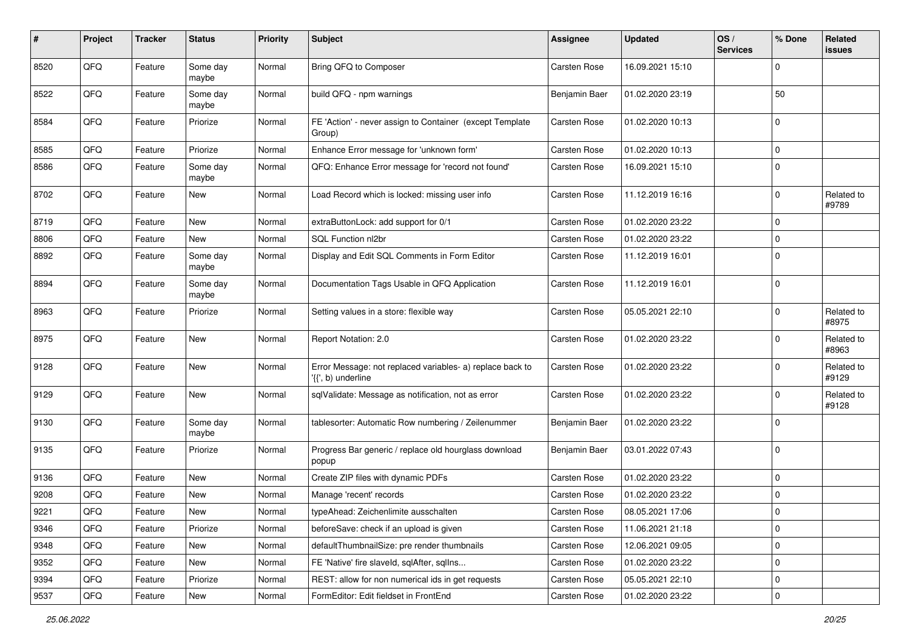| # | Project | Tracker | Status | Priority | Subject | Assignee | Updated | OS / Services | % Done | Related issues |
|---|---|---|---|---|---|---|---|---|---|---|
| 8520 | QFQ | Feature | Some day maybe | Normal | Bring QFQ to Composer | Carsten Rose | 16.09.2021 15:10 | | 0 | |
| 8522 | QFQ | Feature | Some day maybe | Normal | build QFQ - npm warnings | Benjamin Baer | 01.02.2020 23:19 | | 50 | |
| 8584 | QFQ | Feature | Priorize | Normal | FE 'Action' - never assign to Container (except Template Group) | Carsten Rose | 01.02.2020 10:13 | | 0 | |
| 8585 | QFQ | Feature | Priorize | Normal | Enhance Error message for 'unknown form' | Carsten Rose | 01.02.2020 10:13 | | 0 | |
| 8586 | QFQ | Feature | Some day maybe | Normal | QFQ: Enhance Error message for 'record not found' | Carsten Rose | 16.09.2021 15:10 | | 0 | |
| 8702 | QFQ | Feature | New | Normal | Load Record which is locked: missing user info | Carsten Rose | 11.12.2019 16:16 | | 0 | Related to #9789 |
| 8719 | QFQ | Feature | New | Normal | extraButtonLock: add support for 0/1 | Carsten Rose | 01.02.2020 23:22 | | 0 | |
| 8806 | QFQ | Feature | New | Normal | SQL Function nl2br | Carsten Rose | 01.02.2020 23:22 | | 0 | |
| 8892 | QFQ | Feature | Some day maybe | Normal | Display and Edit SQL Comments in Form Editor | Carsten Rose | 11.12.2019 16:01 | | 0 | |
| 8894 | QFQ | Feature | Some day maybe | Normal | Documentation Tags Usable in QFQ Application | Carsten Rose | 11.12.2019 16:01 | | 0 | |
| 8963 | QFQ | Feature | Priorize | Normal | Setting values in a store: flexible way | Carsten Rose | 05.05.2021 22:10 | | 0 | Related to #8975 |
| 8975 | QFQ | Feature | New | Normal | Report Notation: 2.0 | Carsten Rose | 01.02.2020 23:22 | | 0 | Related to #8963 |
| 9128 | QFQ | Feature | New | Normal | Error Message: not replaced variables- a) replace back to '{{', b) underline | Carsten Rose | 01.02.2020 23:22 | | 0 | Related to #9129 |
| 9129 | QFQ | Feature | New | Normal | sqlValidate: Message as notification, not as error | Carsten Rose | 01.02.2020 23:22 | | 0 | Related to #9128 |
| 9130 | QFQ | Feature | Some day maybe | Normal | tablesorter: Automatic Row numbering / Zeilenummer | Benjamin Baer | 01.02.2020 23:22 | | 0 | |
| 9135 | QFQ | Feature | Priorize | Normal | Progress Bar generic / replace old hourglass download popup | Benjamin Baer | 03.01.2022 07:43 | | 0 | |
| 9136 | QFQ | Feature | New | Normal | Create ZIP files with dynamic PDFs | Carsten Rose | 01.02.2020 23:22 | | 0 | |
| 9208 | QFQ | Feature | New | Normal | Manage 'recent' records | Carsten Rose | 01.02.2020 23:22 | | 0 | |
| 9221 | QFQ | Feature | New | Normal | typeAhead: Zeichenlimite ausschalten | Carsten Rose | 08.05.2021 17:06 | | 0 | |
| 9346 | QFQ | Feature | Priorize | Normal | beforeSave: check if an upload is given | Carsten Rose | 11.06.2021 21:18 | | 0 | |
| 9348 | QFQ | Feature | New | Normal | defaultThumbnailSize: pre render thumbnails | Carsten Rose | 12.06.2021 09:05 | | 0 | |
| 9352 | QFQ | Feature | New | Normal | FE 'Native' fire slaveId, sqlAfter, sqlIns... | Carsten Rose | 01.02.2020 23:22 | | 0 | |
| 9394 | QFQ | Feature | Priorize | Normal | REST: allow for non numerical ids in get requests | Carsten Rose | 05.05.2021 22:10 | | 0 | |
| 9537 | QFQ | Feature | New | Normal | FormEditor: Edit fieldset in FrontEnd | Carsten Rose | 01.02.2020 23:22 | | 0 | |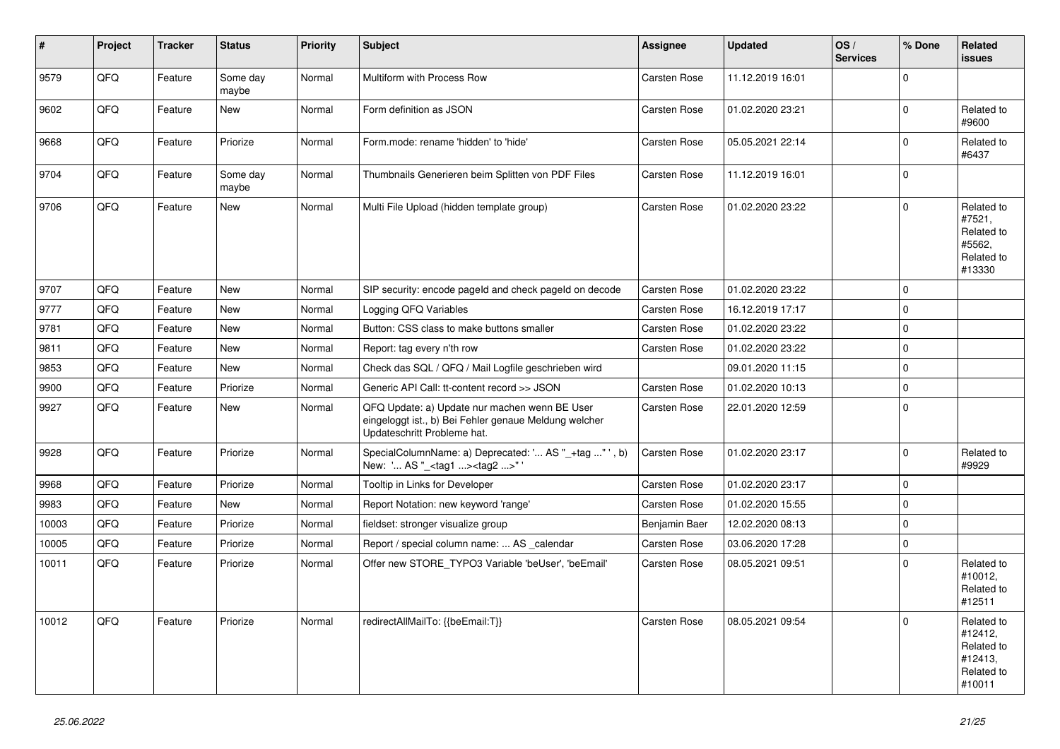| # | Project | Tracker | Status | Priority | Subject | Assignee | Updated | OS / Services | % Done | Related issues |
|---|---|---|---|---|---|---|---|---|---|---|
| 9579 | QFQ | Feature | Some day maybe | Normal | Multiform with Process Row | Carsten Rose | 11.12.2019 16:01 | | 0 | |
| 9602 | QFQ | Feature | New | Normal | Form definition as JSON | Carsten Rose | 01.02.2020 23:21 | | 0 | Related to #9600 |
| 9668 | QFQ | Feature | Priorize | Normal | Form.mode: rename 'hidden' to 'hide' | Carsten Rose | 05.05.2021 22:14 | | 0 | Related to #6437 |
| 9704 | QFQ | Feature | Some day maybe | Normal | Thumbnails Generieren beim Splitten von PDF Files | Carsten Rose | 11.12.2019 16:01 | | 0 | |
| 9706 | QFQ | Feature | New | Normal | Multi File Upload (hidden template group) | Carsten Rose | 01.02.2020 23:22 | | 0 | Related to #7521, Related to #5562, Related to #13330 |
| 9707 | QFQ | Feature | New | Normal | SIP security: encode pageId and check pageId on decode | Carsten Rose | 01.02.2020 23:22 | | 0 | |
| 9777 | QFQ | Feature | New | Normal | Logging QFQ Variables | Carsten Rose | 16.12.2019 17:17 | | 0 | |
| 9781 | QFQ | Feature | New | Normal | Button: CSS class to make buttons smaller | Carsten Rose | 01.02.2020 23:22 | | 0 | |
| 9811 | QFQ | Feature | New | Normal | Report: tag every n'th row | Carsten Rose | 01.02.2020 23:22 | | 0 | |
| 9853 | QFQ | Feature | New | Normal | Check das SQL / QFQ / Mail Logfile geschrieben wird | | 09.01.2020 11:15 | | 0 | |
| 9900 | QFQ | Feature | Priorize | Normal | Generic API Call: tt-content record >> JSON | Carsten Rose | 01.02.2020 10:13 | | 0 | |
| 9927 | QFQ | Feature | New | Normal | QFQ Update: a) Update nur machen wenn BE User eingeloggt ist., b) Bei Fehler genaue Meldung welcher Updateschritt Probleme hat. | Carsten Rose | 22.01.2020 12:59 | | 0 | |
| 9928 | QFQ | Feature | Priorize | Normal | SpecialColumnName: a) Deprecated: '... AS "_+tag ..." ', b) New: '... AS "_<tag1 ...><tag2 ...>" ' | Carsten Rose | 01.02.2020 23:17 | | 0 | Related to #9929 |
| 9968 | QFQ | Feature | Priorize | Normal | Tooltip in Links for Developer | Carsten Rose | 01.02.2020 23:17 | | 0 | |
| 9983 | QFQ | Feature | New | Normal | Report Notation: new keyword 'range' | Carsten Rose | 01.02.2020 15:55 | | 0 | |
| 10003 | QFQ | Feature | Priorize | Normal | fieldset: stronger visualize group | Benjamin Baer | 12.02.2020 08:13 | | 0 | |
| 10005 | QFQ | Feature | Priorize | Normal | Report / special column name: ... AS _calendar | Carsten Rose | 03.06.2020 17:28 | | 0 | |
| 10011 | QFQ | Feature | Priorize | Normal | Offer new STORE_TYPO3 Variable 'beUser', 'beEmail' | Carsten Rose | 08.05.2021 09:51 | | 0 | Related to #10012, Related to #12511 |
| 10012 | QFQ | Feature | Priorize | Normal | redirectAllMailTo: {{beEmail:T}} | Carsten Rose | 08.05.2021 09:54 | | 0 | Related to #12412, Related to #12413, Related to #10011 |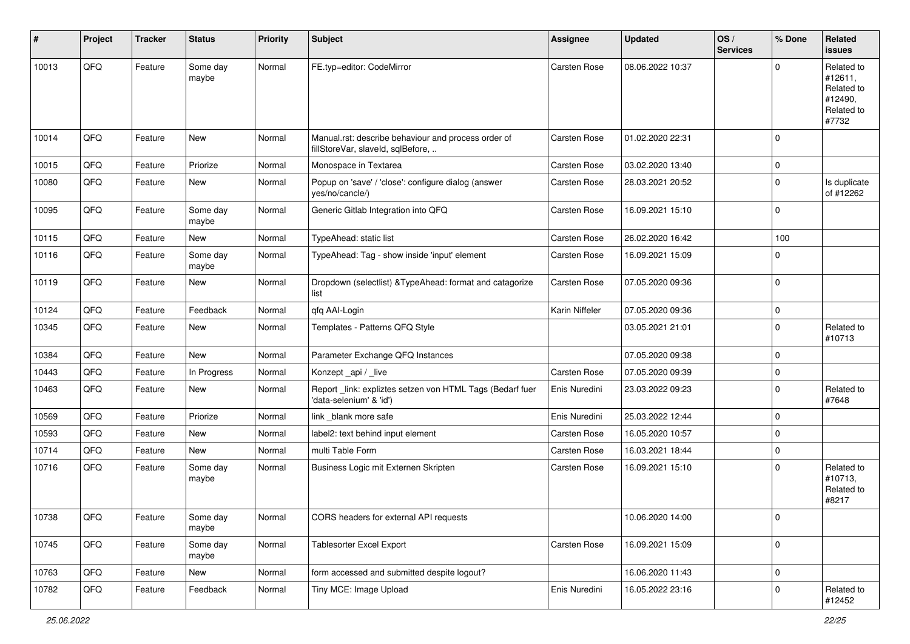| # | Project | Tracker | Status | Priority | Subject | Assignee | Updated | OS / Services | % Done | Related issues |
|---|---|---|---|---|---|---|---|---|---|---|
| 10013 | QFQ | Feature | Some day maybe | Normal | FE.typ=editor: CodeMirror | Carsten Rose | 08.06.2022 10:37 | | 0 | Related to #12611, Related to #12490, Related to #7732 |
| 10014 | QFQ | Feature | New | Normal | Manual.rst: describe behaviour and process order of fillStoreVar, slaveId, sqlBefore, .. | Carsten Rose | 01.02.2020 22:31 | | 0 | |
| 10015 | QFQ | Feature | Priorize | Normal | Monospace in Textarea | Carsten Rose | 03.02.2020 13:40 | | 0 | |
| 10080 | QFQ | Feature | New | Normal | Popup on 'save' / 'close': configure dialog (answer yes/no/cancle/) | Carsten Rose | 28.03.2021 20:52 | | 0 | Is duplicate of #12262 |
| 10095 | QFQ | Feature | Some day maybe | Normal | Generic Gitlab Integration into QFQ | Carsten Rose | 16.09.2021 15:10 | | 0 | |
| 10115 | QFQ | Feature | New | Normal | TypeAhead: static list | Carsten Rose | 26.02.2020 16:42 | | 100 | |
| 10116 | QFQ | Feature | Some day maybe | Normal | TypeAhead: Tag - show inside 'input' element | Carsten Rose | 16.09.2021 15:09 | | 0 | |
| 10119 | QFQ | Feature | New | Normal | Dropdown (selectlist) &TypeAhead: format and catagorize list | Carsten Rose | 07.05.2020 09:36 | | 0 | |
| 10124 | QFQ | Feature | Feedback | Normal | qfq AAI-Login | Karin Niffeler | 07.05.2020 09:36 | | 0 | |
| 10345 | QFQ | Feature | New | Normal | Templates - Patterns QFQ Style | | 03.05.2021 21:01 | | 0 | Related to #10713 |
| 10384 | QFQ | Feature | New | Normal | Parameter Exchange QFQ Instances | | 07.05.2020 09:38 | | 0 | |
| 10443 | QFQ | Feature | In Progress | Normal | Konzept _api / _live | Carsten Rose | 07.05.2020 09:39 | | 0 | |
| 10463 | QFQ | Feature | New | Normal | Report _link: expliztes setzen von HTML Tags (Bedarf fuer 'data-selenium' & 'id') | Enis Nuredini | 23.03.2022 09:23 | | 0 | Related to #7648 |
| 10569 | QFQ | Feature | Priorize | Normal | link _blank more safe | Enis Nuredini | 25.03.2022 12:44 | | 0 | |
| 10593 | QFQ | Feature | New | Normal | label2: text behind input element | Carsten Rose | 16.05.2020 10:57 | | 0 | |
| 10714 | QFQ | Feature | New | Normal | multi Table Form | Carsten Rose | 16.03.2021 18:44 | | 0 | |
| 10716 | QFQ | Feature | Some day maybe | Normal | Business Logic mit Externen Skripten | Carsten Rose | 16.09.2021 15:10 | | 0 | Related to #10713, Related to #8217 |
| 10738 | QFQ | Feature | Some day maybe | Normal | CORS headers for external API requests | | 10.06.2020 14:00 | | 0 | |
| 10745 | QFQ | Feature | Some day maybe | Normal | Tablesorter Excel Export | Carsten Rose | 16.09.2021 15:09 | | 0 | |
| 10763 | QFQ | Feature | New | Normal | form accessed and submitted despite logout? | | 16.06.2020 11:43 | | 0 | |
| 10782 | QFQ | Feature | Feedback | Normal | Tiny MCE: Image Upload | Enis Nuredini | 16.05.2022 23:16 | | 0 | Related to #12452 |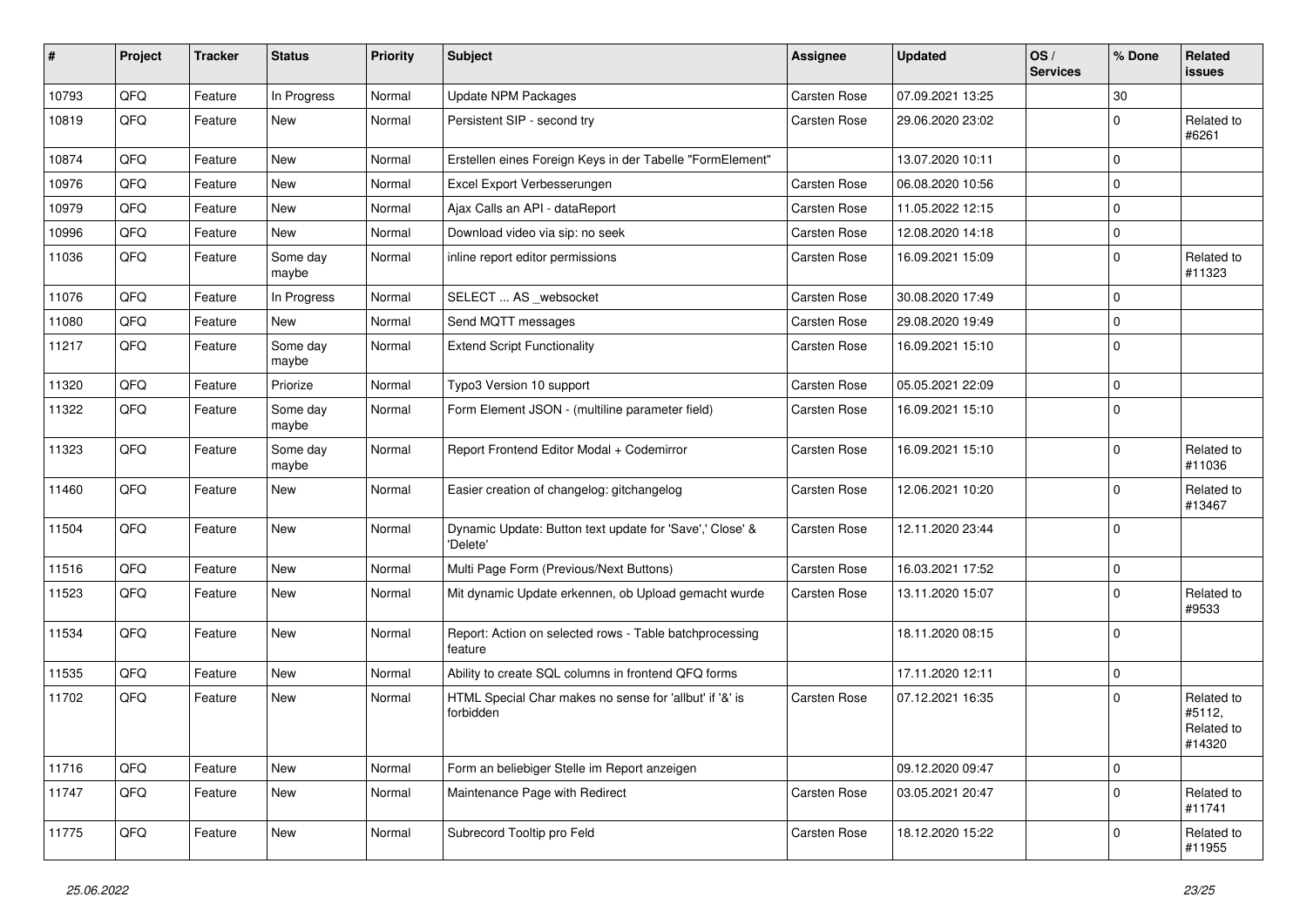| # | Project | Tracker | Status | Priority | Subject | Assignee | Updated | OS / Services | % Done | Related issues |
|---|---|---|---|---|---|---|---|---|---|---|
| 10793 | QFQ | Feature | In Progress | Normal | Update NPM Packages | Carsten Rose | 07.09.2021 13:25 | | 30 | |
| 10819 | QFQ | Feature | New | Normal | Persistent SIP - second try | Carsten Rose | 29.06.2020 23:02 | | 0 | Related to #6261 |
| 10874 | QFQ | Feature | New | Normal | Erstellen eines Foreign Keys in der Tabelle "FormElement" | | 13.07.2020 10:11 | | 0 | |
| 10976 | QFQ | Feature | New | Normal | Excel Export Verbesserungen | Carsten Rose | 06.08.2020 10:56 | | 0 | |
| 10979 | QFQ | Feature | New | Normal | Ajax Calls an API - dataReport | Carsten Rose | 11.05.2022 12:15 | | 0 | |
| 10996 | QFQ | Feature | New | Normal | Download video via sip: no seek | Carsten Rose | 12.08.2020 14:18 | | 0 | |
| 11036 | QFQ | Feature | Some day maybe | Normal | inline report editor permissions | Carsten Rose | 16.09.2021 15:09 | | 0 | Related to #11323 |
| 11076 | QFQ | Feature | In Progress | Normal | SELECT ... AS _websocket | Carsten Rose | 30.08.2020 17:49 | | 0 | |
| 11080 | QFQ | Feature | New | Normal | Send MQTT messages | Carsten Rose | 29.08.2020 19:49 | | 0 | |
| 11217 | QFQ | Feature | Some day maybe | Normal | Extend Script Functionality | Carsten Rose | 16.09.2021 15:10 | | 0 | |
| 11320 | QFQ | Feature | Priorize | Normal | Typo3 Version 10 support | Carsten Rose | 05.05.2021 22:09 | | 0 | |
| 11322 | QFQ | Feature | Some day maybe | Normal | Form Element JSON - (multiline parameter field) | Carsten Rose | 16.09.2021 15:10 | | 0 | |
| 11323 | QFQ | Feature | Some day maybe | Normal | Report Frontend Editor Modal + Codemirror | Carsten Rose | 16.09.2021 15:10 | | 0 | Related to #11036 |
| 11460 | QFQ | Feature | New | Normal | Easier creation of changelog: gitchangelog | Carsten Rose | 12.06.2021 10:20 | | 0 | Related to #13467 |
| 11504 | QFQ | Feature | New | Normal | Dynamic Update: Button text update for 'Save',' Close' & 'Delete' | Carsten Rose | 12.11.2020 23:44 | | 0 | |
| 11516 | QFQ | Feature | New | Normal | Multi Page Form (Previous/Next Buttons) | Carsten Rose | 16.03.2021 17:52 | | 0 | |
| 11523 | QFQ | Feature | New | Normal | Mit dynamic Update erkennen, ob Upload gemacht wurde | Carsten Rose | 13.11.2020 15:07 | | 0 | Related to #9533 |
| 11534 | QFQ | Feature | New | Normal | Report: Action on selected rows - Table batchprocessing feature | | 18.11.2020 08:15 | | 0 | |
| 11535 | QFQ | Feature | New | Normal | Ability to create SQL columns in frontend QFQ forms | | 17.11.2020 12:11 | | 0 | |
| 11702 | QFQ | Feature | New | Normal | HTML Special Char makes no sense for 'allbut' if '&' is forbidden | Carsten Rose | 07.12.2021 16:35 | | 0 | Related to #5112, Related to #14320 |
| 11716 | QFQ | Feature | New | Normal | Form an beliebiger Stelle im Report anzeigen | | 09.12.2020 09:47 | | 0 | |
| 11747 | QFQ | Feature | New | Normal | Maintenance Page with Redirect | Carsten Rose | 03.05.2021 20:47 | | 0 | Related to #11741 |
| 11775 | QFQ | Feature | New | Normal | Subrecord Tooltip pro Feld | Carsten Rose | 18.12.2020 15:22 | | 0 | Related to #11955 |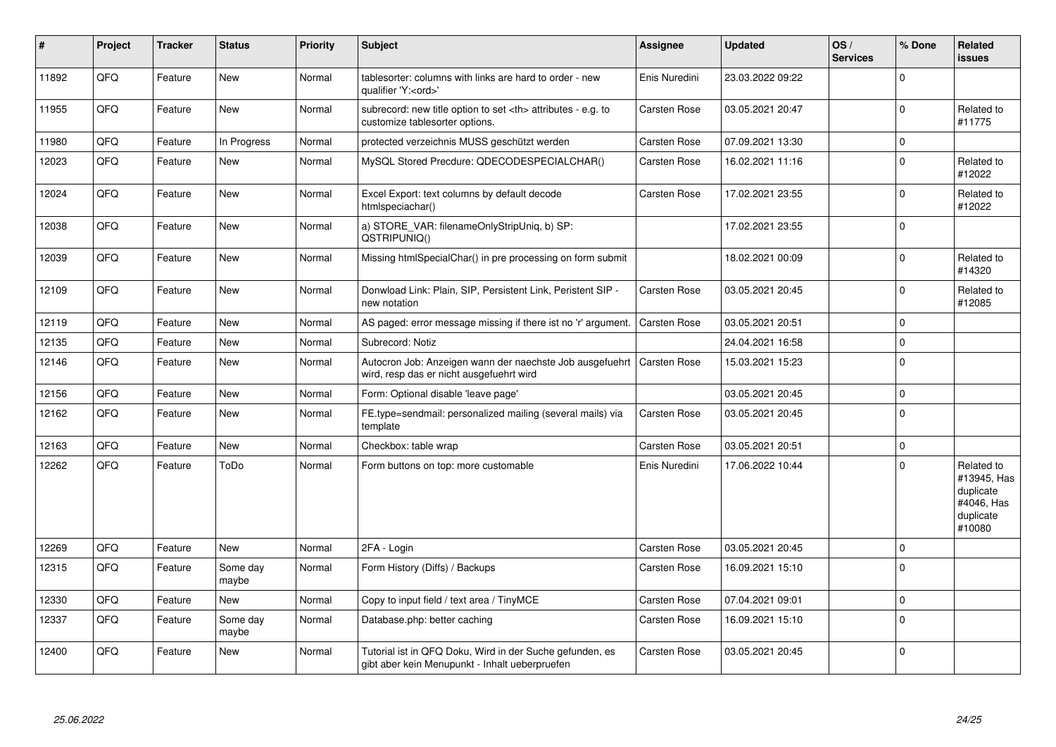| # | Project | Tracker | Status | Priority | Subject | Assignee | Updated | OS / Services | % Done | Related issues |
|---|---|---|---|---|---|---|---|---|---|---|
| 11892 | QFQ | Feature | New | Normal | tablesorter: columns with links are hard to order - new qualifier 'Y:<ord>' | Enis Nuredini | 23.03.2022 09:22 | | 0 | |
| 11955 | QFQ | Feature | New | Normal | subrecord: new title option to set <th> attributes - e.g. to customize tablesorter options. | Carsten Rose | 03.05.2021 20:47 | | 0 | Related to #11775 |
| 11980 | QFQ | Feature | In Progress | Normal | protected verzeichnis MUSS geschützt werden | Carsten Rose | 07.09.2021 13:30 | | 0 | |
| 12023 | QFQ | Feature | New | Normal | MySQL Stored Precdure: QDECODESPECIALCHAR() | Carsten Rose | 16.02.2021 11:16 | | 0 | Related to #12022 |
| 12024 | QFQ | Feature | New | Normal | Excel Export: text columns by default decode htmlspeciachar() | Carsten Rose | 17.02.2021 23:55 | | 0 | Related to #12022 |
| 12038 | QFQ | Feature | New | Normal | a) STORE_VAR: filenameOnlyStripUniq, b) SP: QSTRIPUNIQ() | | 17.02.2021 23:55 | | 0 | |
| 12039 | QFQ | Feature | New | Normal | Missing htmlSpecialChar() in pre processing on form submit | | 18.02.2021 00:09 | | 0 | Related to #14320 |
| 12109 | QFQ | Feature | New | Normal | Donwload Link: Plain, SIP, Persistent Link, Peristent SIP - new notation | Carsten Rose | 03.05.2021 20:45 | | 0 | Related to #12085 |
| 12119 | QFQ | Feature | New | Normal | AS paged: error message missing if there ist no 'r' argument. | Carsten Rose | 03.05.2021 20:51 | | 0 | |
| 12135 | QFQ | Feature | New | Normal | Subrecord: Notiz | | 24.04.2021 16:58 | | 0 | |
| 12146 | QFQ | Feature | New | Normal | Autocron Job: Anzeigen wann der naechste Job ausgefuehrt wird, resp das er nicht ausgefuehrt wird | Carsten Rose | 15.03.2021 15:23 | | 0 | |
| 12156 | QFQ | Feature | New | Normal | Form: Optional disable 'leave page' | | 03.05.2021 20:45 | | 0 | |
| 12162 | QFQ | Feature | New | Normal | FE.type=sendmail: personalized mailing (several mails) via template | Carsten Rose | 03.05.2021 20:45 | | 0 | |
| 12163 | QFQ | Feature | New | Normal | Checkbox: table wrap | Carsten Rose | 03.05.2021 20:51 | | 0 | |
| 12262 | QFQ | Feature | ToDo | Normal | Form buttons on top: more customable | Enis Nuredini | 17.06.2022 10:44 | | 0 | Related to #13945, Has duplicate #4046, Has duplicate #10080 |
| 12269 | QFQ | Feature | New | Normal | 2FA - Login | Carsten Rose | 03.05.2021 20:45 | | 0 | |
| 12315 | QFQ | Feature | Some day maybe | Normal | Form History (Diffs) / Backups | Carsten Rose | 16.09.2021 15:10 | | 0 | |
| 12330 | QFQ | Feature | New | Normal | Copy to input field / text area / TinyMCE | Carsten Rose | 07.04.2021 09:01 | | 0 | |
| 12337 | QFQ | Feature | Some day maybe | Normal | Database.php: better caching | Carsten Rose | 16.09.2021 15:10 | | 0 | |
| 12400 | QFQ | Feature | New | Normal | Tutorial ist in QFQ Doku, Wird in der Suche gefunden, es gibt aber kein Menupunkt - Inhalt ueberpruefen | Carsten Rose | 03.05.2021 20:45 | | 0 | |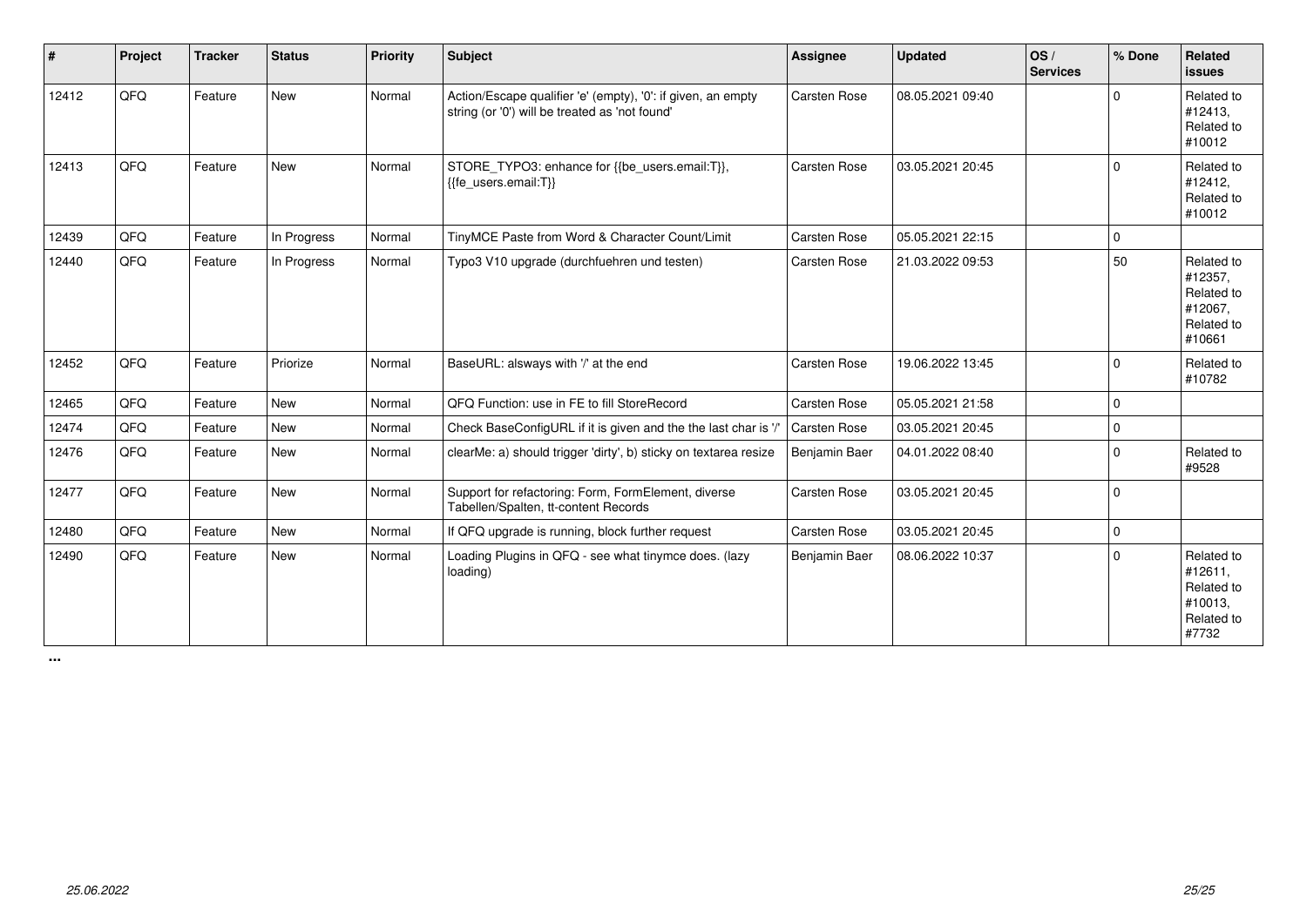| # | Project | Tracker | Status | Priority | Subject | Assignee | Updated | OS / Services | % Done | Related issues |
|---|---|---|---|---|---|---|---|---|---|---|
| 12412 | QFQ | Feature | New | Normal | Action/Escape qualifier 'e' (empty), '0': if given, an empty string (or '0') will be treated as 'not found' | Carsten Rose | 08.05.2021 09:40 | | 0 | Related to #12413, Related to #10012 |
| 12413 | QFQ | Feature | New | Normal | STORE_TYPO3: enhance for {{be_users.email:T}}, {{fe_users.email:T}} | Carsten Rose | 03.05.2021 20:45 | | 0 | Related to #12412, Related to #10012 |
| 12439 | QFQ | Feature | In Progress | Normal | TinyMCE Paste from Word & Character Count/Limit | Carsten Rose | 05.05.2021 22:15 | | 0 | |
| 12440 | QFQ | Feature | In Progress | Normal | Typo3 V10 upgrade (durchfuehren und testen) | Carsten Rose | 21.03.2022 09:53 | | 50 | Related to #12357, Related to #12067, Related to #10661 |
| 12452 | QFQ | Feature | Priorize | Normal | BaseURL: alsways with '/' at the end | Carsten Rose | 19.06.2022 13:45 | | 0 | Related to #10782 |
| 12465 | QFQ | Feature | New | Normal | QFQ Function: use in FE to fill StoreRecord | Carsten Rose | 05.05.2021 21:58 | | 0 | |
| 12474 | QFQ | Feature | New | Normal | Check BaseConfigURL if it is given and the the last char is '/' | Carsten Rose | 03.05.2021 20:45 | | 0 | |
| 12476 | QFQ | Feature | New | Normal | clearMe: a) should trigger 'dirty', b) sticky on textarea resize | Benjamin Baer | 04.01.2022 08:40 | | 0 | Related to #9528 |
| 12477 | QFQ | Feature | New | Normal | Support for refactoring: Form, FormElement, diverse Tabellen/Spalten, tt-content Records | Carsten Rose | 03.05.2021 20:45 | | 0 | |
| 12480 | QFQ | Feature | New | Normal | If QFQ upgrade is running, block further request | Carsten Rose | 03.05.2021 20:45 | | 0 | |
| 12490 | QFQ | Feature | New | Normal | Loading Plugins in QFQ - see what tinymce does. (lazy loading) | Benjamin Baer | 08.06.2022 10:37 | | 0 | Related to #12611, Related to #10013, Related to #7732 |

...